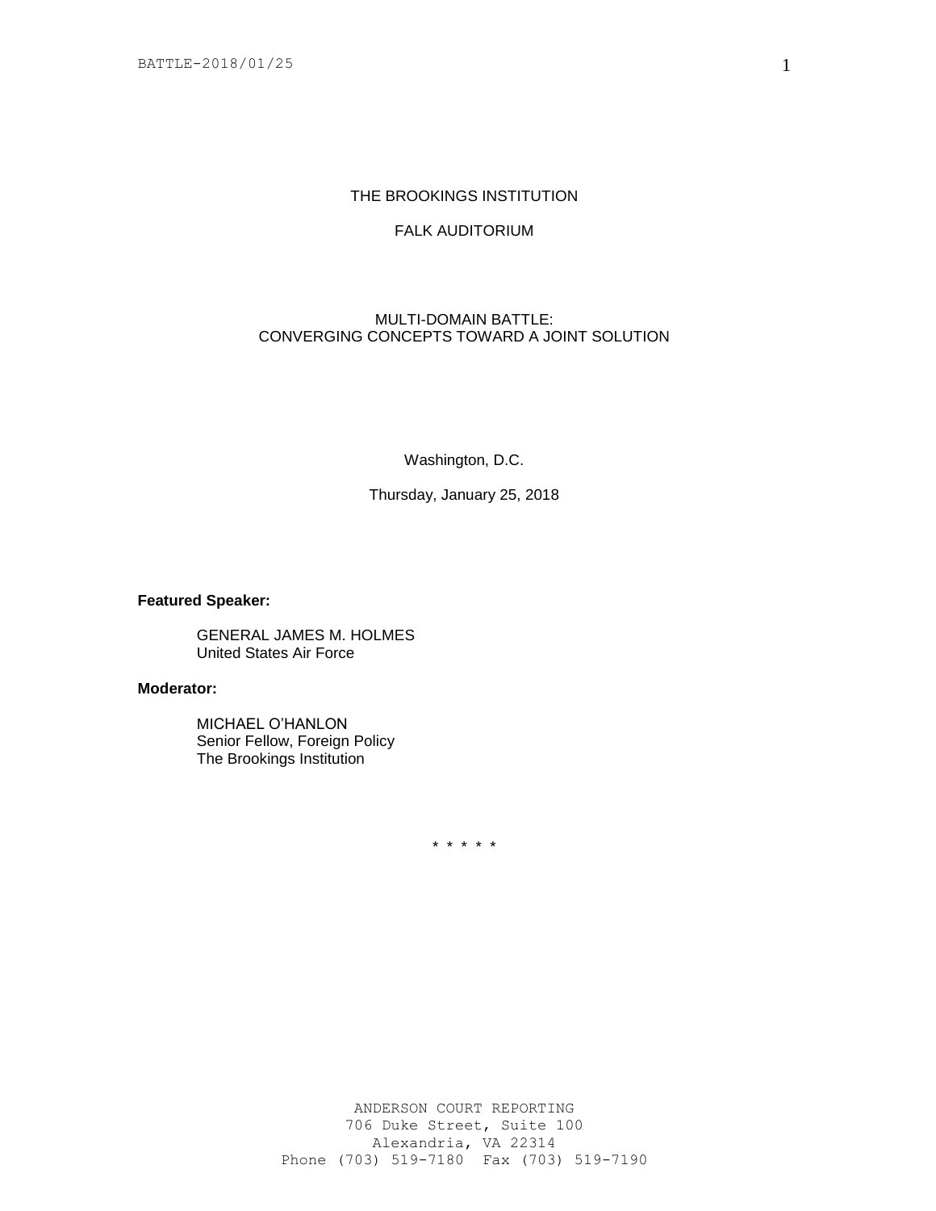THE BROOKINGS INSTITUTION

FALK AUDITORIUM

MULTI-DOMAIN BATTLE:
CONVERGING CONCEPTS TOWARD A JOINT SOLUTION

Washington, D.C.

Thursday, January 25, 2018

**Featured Speaker:**

GENERAL JAMES M. HOLMES
United States Air Force

**Moderator:**

MICHAEL O'HANLON
Senior Fellow, Foreign Policy
The Brookings Institution

\* \* \* \* \*

ANDERSON COURT REPORTING
706 Duke Street, Suite 100
Alexandria, VA 22314
Phone (703) 519-7180 Fax (703) 519-7190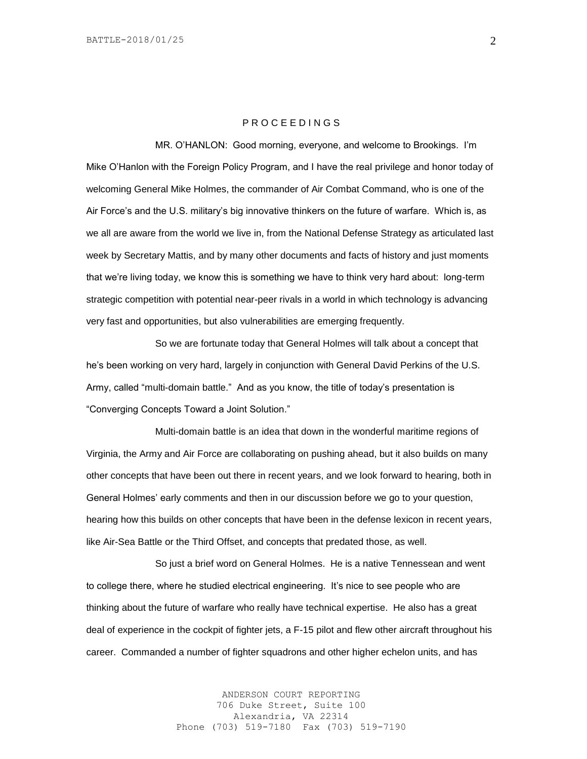P R O C E E D I N G S

MR. O'HANLON: Good morning, everyone, and welcome to Brookings. I'm Mike O'Hanlon with the Foreign Policy Program, and I have the real privilege and honor today of welcoming General Mike Holmes, the commander of Air Combat Command, who is one of the Air Force's and the U.S. military's big innovative thinkers on the future of warfare. Which is, as we all are aware from the world we live in, from the National Defense Strategy as articulated last week by Secretary Mattis, and by many other documents and facts of history and just moments that we're living today, we know this is something we have to think very hard about: long-term strategic competition with potential near-peer rivals in a world in which technology is advancing very fast and opportunities, but also vulnerabilities are emerging frequently.

So we are fortunate today that General Holmes will talk about a concept that he's been working on very hard, largely in conjunction with General David Perkins of the U.S. Army, called "multi-domain battle." And as you know, the title of today's presentation is "Converging Concepts Toward a Joint Solution."

Multi-domain battle is an idea that down in the wonderful maritime regions of Virginia, the Army and Air Force are collaborating on pushing ahead, but it also builds on many other concepts that have been out there in recent years, and we look forward to hearing, both in General Holmes' early comments and then in our discussion before we go to your question, hearing how this builds on other concepts that have been in the defense lexicon in recent years, like Air-Sea Battle or the Third Offset, and concepts that predated those, as well.

So just a brief word on General Holmes. He is a native Tennessean and went to college there, where he studied electrical engineering. It's nice to see people who are thinking about the future of warfare who really have technical expertise. He also has a great deal of experience in the cockpit of fighter jets, a F-15 pilot and flew other aircraft throughout his career. Commanded a number of fighter squadrons and other higher echelon units, and has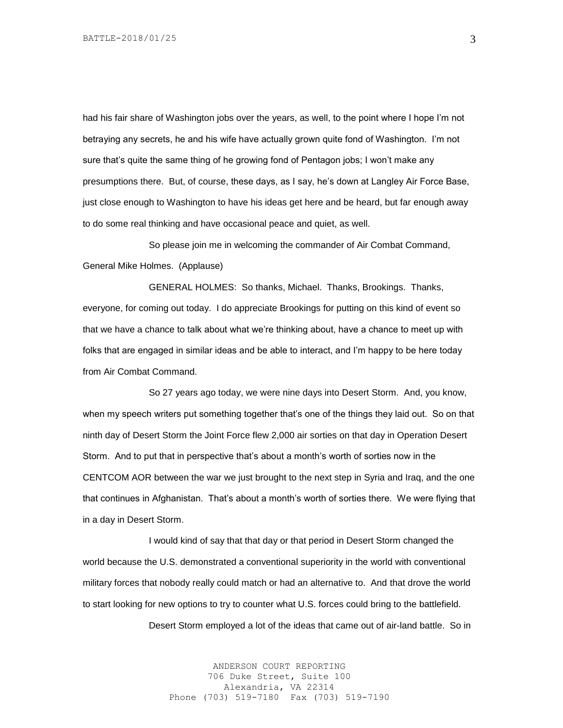had his fair share of Washington jobs over the years, as well, to the point where I hope I'm not betraying any secrets, he and his wife have actually grown quite fond of Washington. I'm not sure that's quite the same thing of he growing fond of Pentagon jobs; I won't make any presumptions there. But, of course, these days, as I say, he's down at Langley Air Force Base, just close enough to Washington to have his ideas get here and be heard, but far enough away to do some real thinking and have occasional peace and quiet, as well.

So please join me in welcoming the commander of Air Combat Command, General Mike Holmes. (Applause)

GENERAL HOLMES: So thanks, Michael. Thanks, Brookings. Thanks, everyone, for coming out today. I do appreciate Brookings for putting on this kind of event so that we have a chance to talk about what we're thinking about, have a chance to meet up with folks that are engaged in similar ideas and be able to interact, and I'm happy to be here today from Air Combat Command.

So 27 years ago today, we were nine days into Desert Storm. And, you know, when my speech writers put something together that's one of the things they laid out. So on that ninth day of Desert Storm the Joint Force flew 2,000 air sorties on that day in Operation Desert Storm. And to put that in perspective that's about a month's worth of sorties now in the CENTCOM AOR between the war we just brought to the next step in Syria and Iraq, and the one that continues in Afghanistan. That's about a month's worth of sorties there. We were flying that in a day in Desert Storm.

I would kind of say that that day or that period in Desert Storm changed the world because the U.S. demonstrated a conventional superiority in the world with conventional military forces that nobody really could match or had an alternative to. And that drove the world to start looking for new options to try to counter what U.S. forces could bring to the battlefield.

Desert Storm employed a lot of the ideas that came out of air-land battle. So in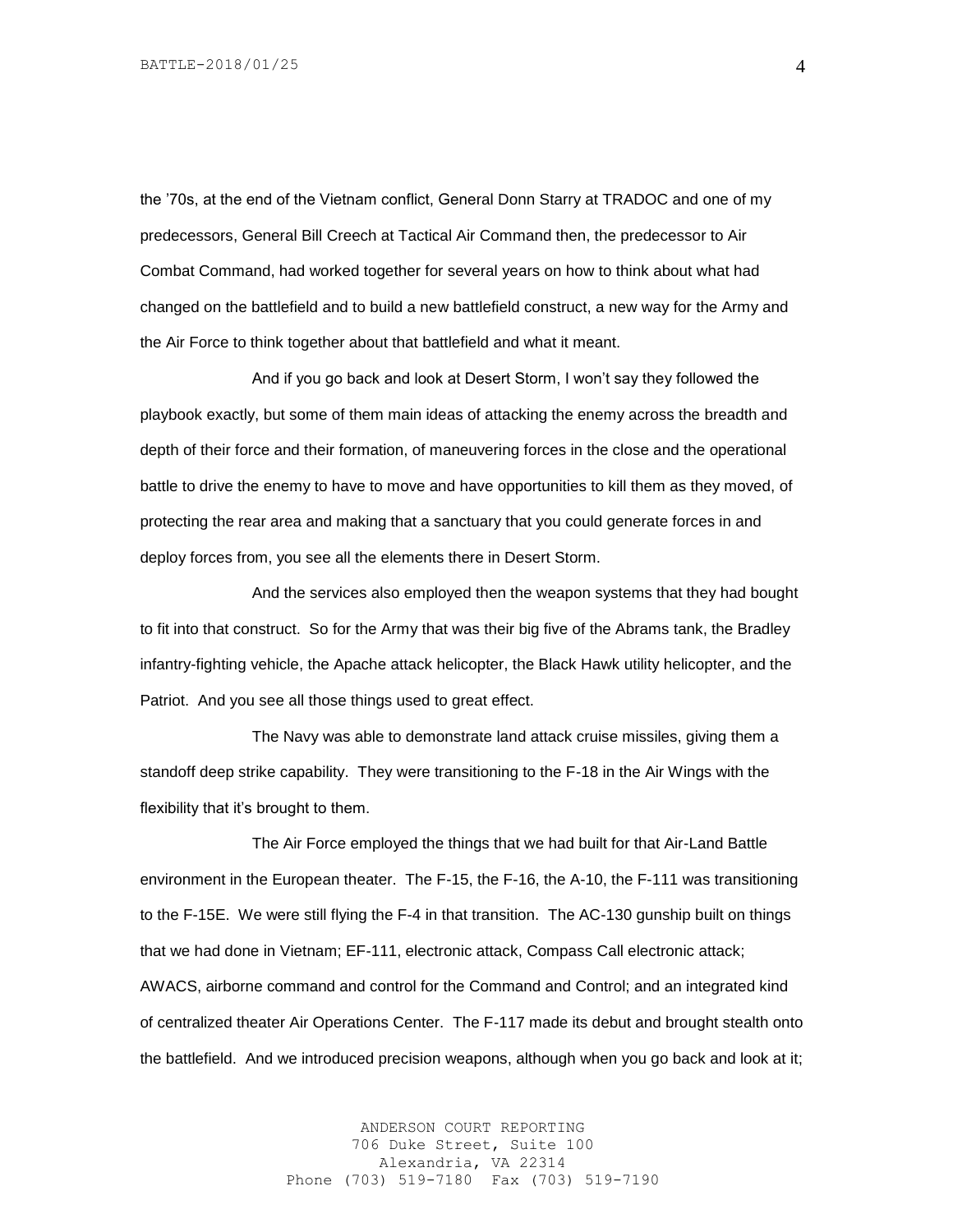the ’70s, at the end of the Vietnam conflict, General Donn Starry at TRADOC and one of my predecessors, General Bill Creech at Tactical Air Command then, the predecessor to Air Combat Command, had worked together for several years on how to think about what had changed on the battlefield and to build a new battlefield construct, a new way for the Army and the Air Force to think together about that battlefield and what it meant.

And if you go back and look at Desert Storm, I won’t say they followed the playbook exactly, but some of them main ideas of attacking the enemy across the breadth and depth of their force and their formation, of maneuvering forces in the close and the operational battle to drive the enemy to have to move and have opportunities to kill them as they moved, of protecting the rear area and making that a sanctuary that you could generate forces in and deploy forces from, you see all the elements there in Desert Storm.

And the services also employed then the weapon systems that they had bought to fit into that construct. So for the Army that was their big five of the Abrams tank, the Bradley infantry-fighting vehicle, the Apache attack helicopter, the Black Hawk utility helicopter, and the Patriot. And you see all those things used to great effect.

The Navy was able to demonstrate land attack cruise missiles, giving them a standoff deep strike capability. They were transitioning to the F-18 in the Air Wings with the flexibility that it’s brought to them.

The Air Force employed the things that we had built for that Air-Land Battle environment in the European theater. The F-15, the F-16, the A-10, the F-111 was transitioning to the F-15E. We were still flying the F-4 in that transition. The AC-130 gunship built on things that we had done in Vietnam; EF-111, electronic attack, Compass Call electronic attack; AWACS, airborne command and control for the Command and Control; and an integrated kind of centralized theater Air Operations Center. The F-117 made its debut and brought stealth onto the battlefield. And we introduced precision weapons, although when you go back and look at it;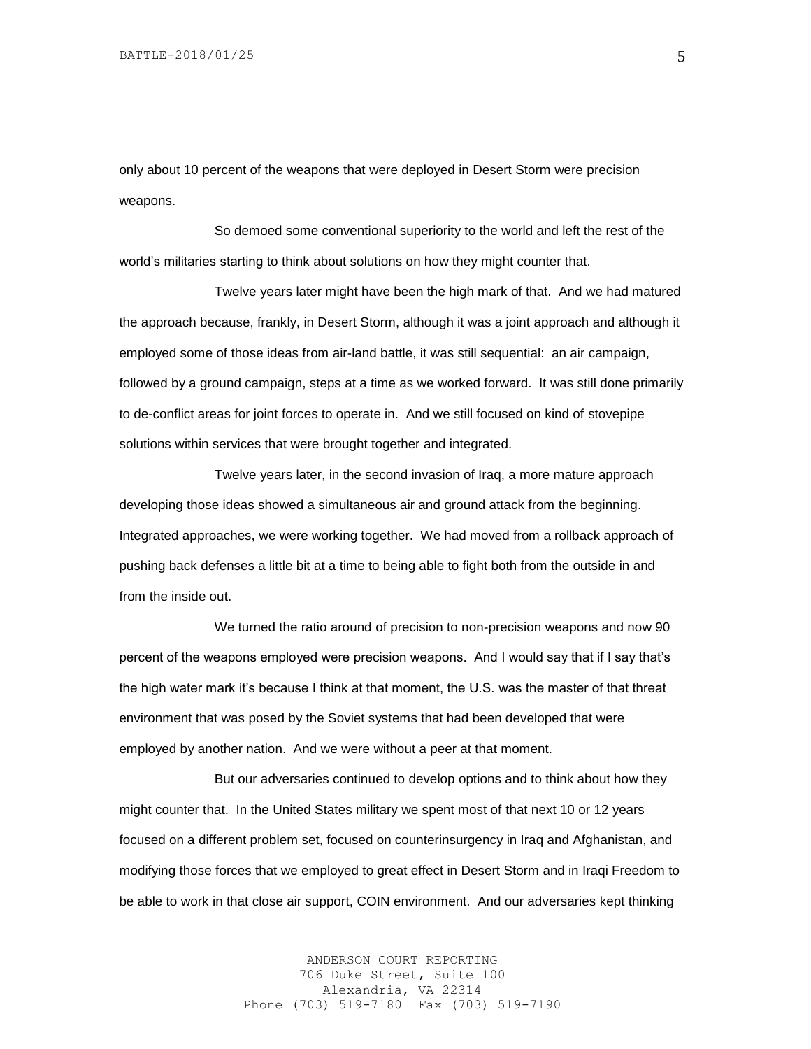only about 10 percent of the weapons that were deployed in Desert Storm were precision weapons.

So demoed some conventional superiority to the world and left the rest of the world's militaries starting to think about solutions on how they might counter that.

Twelve years later might have been the high mark of that. And we had matured the approach because, frankly, in Desert Storm, although it was a joint approach and although it employed some of those ideas from air-land battle, it was still sequential: an air campaign, followed by a ground campaign, steps at a time as we worked forward. It was still done primarily to de-conflict areas for joint forces to operate in. And we still focused on kind of stovepipe solutions within services that were brought together and integrated.

Twelve years later, in the second invasion of Iraq, a more mature approach developing those ideas showed a simultaneous air and ground attack from the beginning. Integrated approaches, we were working together. We had moved from a rollback approach of pushing back defenses a little bit at a time to being able to fight both from the outside in and from the inside out.

We turned the ratio around of precision to non-precision weapons and now 90 percent of the weapons employed were precision weapons. And I would say that if I say that's the high water mark it's because I think at that moment, the U.S. was the master of that threat environment that was posed by the Soviet systems that had been developed that were employed by another nation. And we were without a peer at that moment.

But our adversaries continued to develop options and to think about how they might counter that. In the United States military we spent most of that next 10 or 12 years focused on a different problem set, focused on counterinsurgency in Iraq and Afghanistan, and modifying those forces that we employed to great effect in Desert Storm and in Iraqi Freedom to be able to work in that close air support, COIN environment. And our adversaries kept thinking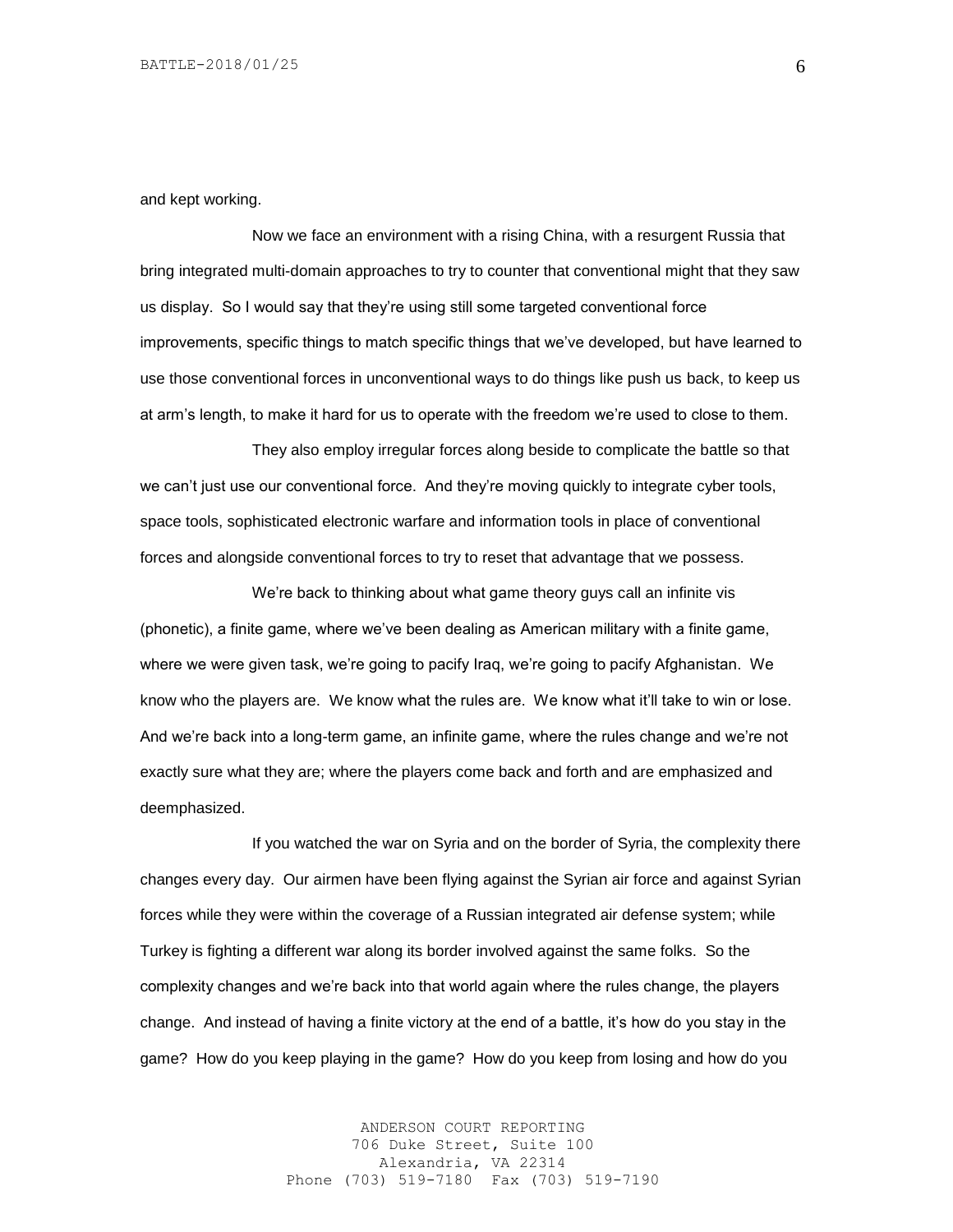and kept working.

Now we face an environment with a rising China, with a resurgent Russia that bring integrated multi-domain approaches to try to counter that conventional might that they saw us display. So I would say that they're using still some targeted conventional force improvements, specific things to match specific things that we've developed, but have learned to use those conventional forces in unconventional ways to do things like push us back, to keep us at arm's length, to make it hard for us to operate with the freedom we're used to close to them.

They also employ irregular forces along beside to complicate the battle so that we can't just use our conventional force. And they're moving quickly to integrate cyber tools, space tools, sophisticated electronic warfare and information tools in place of conventional forces and alongside conventional forces to try to reset that advantage that we possess.

We're back to thinking about what game theory guys call an infinite vis (phonetic), a finite game, where we've been dealing as American military with a finite game, where we were given task, we're going to pacify Iraq, we're going to pacify Afghanistan. We know who the players are. We know what the rules are. We know what it'll take to win or lose. And we're back into a long-term game, an infinite game, where the rules change and we're not exactly sure what they are; where the players come back and forth and are emphasized and deemphasized.

If you watched the war on Syria and on the border of Syria, the complexity there changes every day. Our airmen have been flying against the Syrian air force and against Syrian forces while they were within the coverage of a Russian integrated air defense system; while Turkey is fighting a different war along its border involved against the same folks. So the complexity changes and we're back into that world again where the rules change, the players change. And instead of having a finite victory at the end of a battle, it's how do you stay in the game? How do you keep playing in the game? How do you keep from losing and how do you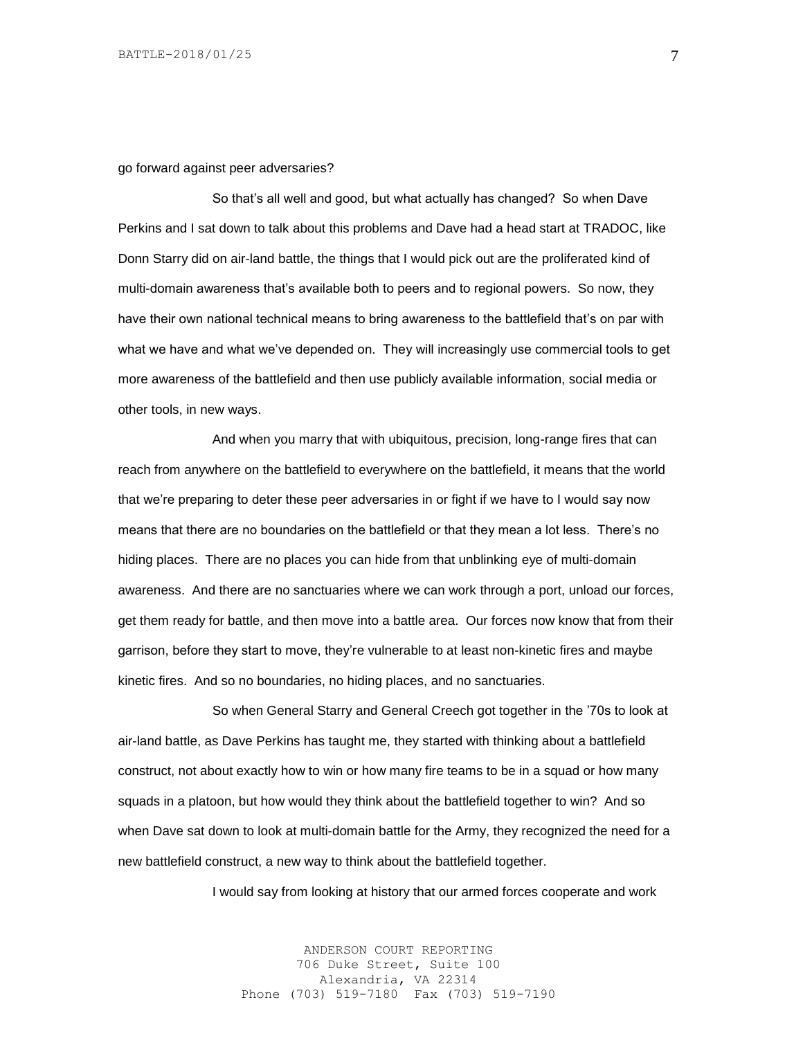go forward against peer adversaries?

So that's all well and good, but what actually has changed? So when Dave Perkins and I sat down to talk about this problems and Dave had a head start at TRADOC, like Donn Starry did on air-land battle, the things that I would pick out are the proliferated kind of multi-domain awareness that's available both to peers and to regional powers. So now, they have their own national technical means to bring awareness to the battlefield that's on par with what we have and what we've depended on. They will increasingly use commercial tools to get more awareness of the battlefield and then use publicly available information, social media or other tools, in new ways.

And when you marry that with ubiquitous, precision, long-range fires that can reach from anywhere on the battlefield to everywhere on the battlefield, it means that the world that we're preparing to deter these peer adversaries in or fight if we have to I would say now means that there are no boundaries on the battlefield or that they mean a lot less. There's no hiding places. There are no places you can hide from that unblinking eye of multi-domain awareness. And there are no sanctuaries where we can work through a port, unload our forces, get them ready for battle, and then move into a battle area. Our forces now know that from their garrison, before they start to move, they're vulnerable to at least non-kinetic fires and maybe kinetic fires. And so no boundaries, no hiding places, and no sanctuaries.

So when General Starry and General Creech got together in the '70s to look at air-land battle, as Dave Perkins has taught me, they started with thinking about a battlefield construct, not about exactly how to win or how many fire teams to be in a squad or how many squads in a platoon, but how would they think about the battlefield together to win? And so when Dave sat down to look at multi-domain battle for the Army, they recognized the need for a new battlefield construct, a new way to think about the battlefield together.

I would say from looking at history that our armed forces cooperate and work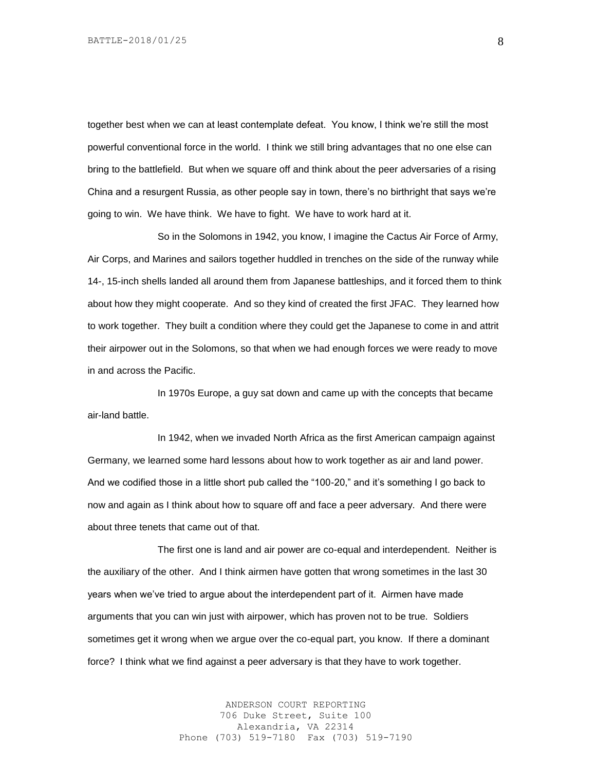together best when we can at least contemplate defeat. You know, I think we're still the most powerful conventional force in the world. I think we still bring advantages that no one else can bring to the battlefield. But when we square off and think about the peer adversaries of a rising China and a resurgent Russia, as other people say in town, there's no birthright that says we're going to win. We have think. We have to fight. We have to work hard at it.

So in the Solomons in 1942, you know, I imagine the Cactus Air Force of Army, Air Corps, and Marines and sailors together huddled in trenches on the side of the runway while 14-, 15-inch shells landed all around them from Japanese battleships, and it forced them to think about how they might cooperate. And so they kind of created the first JFAC. They learned how to work together. They built a condition where they could get the Japanese to come in and attrit their airpower out in the Solomons, so that when we had enough forces we were ready to move in and across the Pacific.

In 1970s Europe, a guy sat down and came up with the concepts that became air-land battle.

In 1942, when we invaded North Africa as the first American campaign against Germany, we learned some hard lessons about how to work together as air and land power. And we codified those in a little short pub called the "100-20," and it's something I go back to now and again as I think about how to square off and face a peer adversary. And there were about three tenets that came out of that.

The first one is land and air power are co-equal and interdependent. Neither is the auxiliary of the other. And I think airmen have gotten that wrong sometimes in the last 30 years when we've tried to argue about the interdependent part of it. Airmen have made arguments that you can win just with airpower, which has proven not to be true. Soldiers sometimes get it wrong when we argue over the co-equal part, you know. If there a dominant force? I think what we find against a peer adversary is that they have to work together.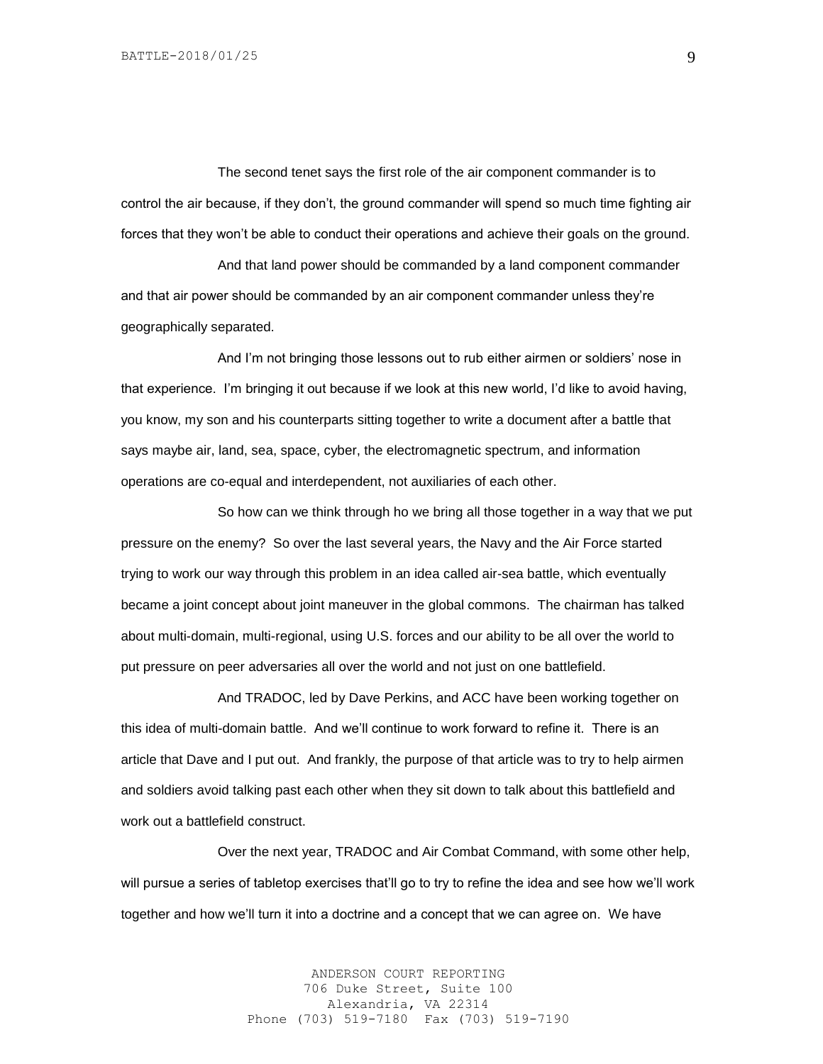The second tenet says the first role of the air component commander is to control the air because, if they don't, the ground commander will spend so much time fighting air forces that they won't be able to conduct their operations and achieve their goals on the ground.

And that land power should be commanded by a land component commander and that air power should be commanded by an air component commander unless they're geographically separated.

And I'm not bringing those lessons out to rub either airmen or soldiers' nose in that experience. I'm bringing it out because if we look at this new world, I'd like to avoid having, you know, my son and his counterparts sitting together to write a document after a battle that says maybe air, land, sea, space, cyber, the electromagnetic spectrum, and information operations are co-equal and interdependent, not auxiliaries of each other.

So how can we think through ho we bring all those together in a way that we put pressure on the enemy? So over the last several years, the Navy and the Air Force started trying to work our way through this problem in an idea called air-sea battle, which eventually became a joint concept about joint maneuver in the global commons. The chairman has talked about multi-domain, multi-regional, using U.S. forces and our ability to be all over the world to put pressure on peer adversaries all over the world and not just on one battlefield.

And TRADOC, led by Dave Perkins, and ACC have been working together on this idea of multi-domain battle. And we'll continue to work forward to refine it. There is an article that Dave and I put out. And frankly, the purpose of that article was to try to help airmen and soldiers avoid talking past each other when they sit down to talk about this battlefield and work out a battlefield construct.

Over the next year, TRADOC and Air Combat Command, with some other help, will pursue a series of tabletop exercises that'll go to try to refine the idea and see how we'll work together and how we'll turn it into a doctrine and a concept that we can agree on. We have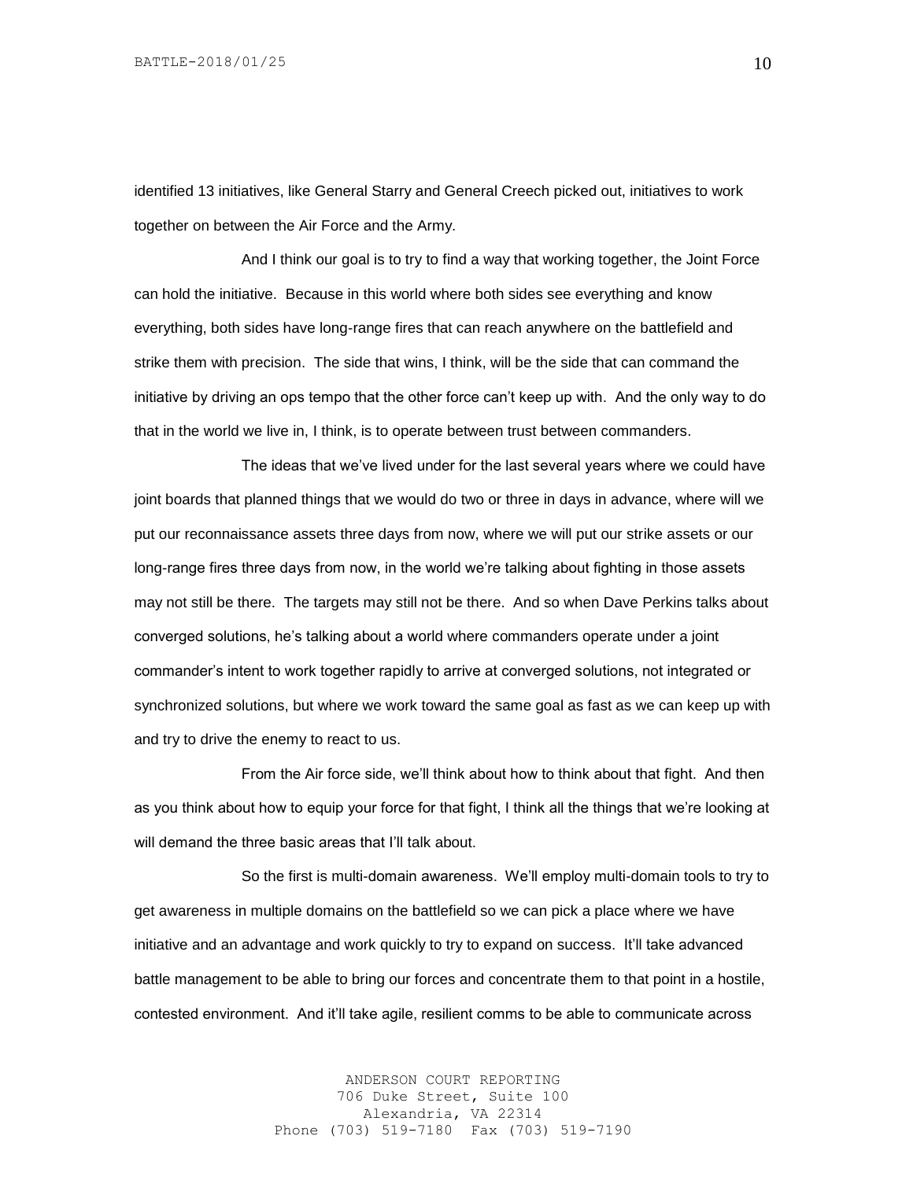identified 13 initiatives, like General Starry and General Creech picked out, initiatives to work together on between the Air Force and the Army.

And I think our goal is to try to find a way that working together, the Joint Force can hold the initiative. Because in this world where both sides see everything and know everything, both sides have long-range fires that can reach anywhere on the battlefield and strike them with precision. The side that wins, I think, will be the side that can command the initiative by driving an ops tempo that the other force can't keep up with. And the only way to do that in the world we live in, I think, is to operate between trust between commanders.

The ideas that we've lived under for the last several years where we could have joint boards that planned things that we would do two or three in days in advance, where will we put our reconnaissance assets three days from now, where we will put our strike assets or our long-range fires three days from now, in the world we're talking about fighting in those assets may not still be there. The targets may still not be there. And so when Dave Perkins talks about converged solutions, he's talking about a world where commanders operate under a joint commander's intent to work together rapidly to arrive at converged solutions, not integrated or synchronized solutions, but where we work toward the same goal as fast as we can keep up with and try to drive the enemy to react to us.

From the Air force side, we'll think about how to think about that fight. And then as you think about how to equip your force for that fight, I think all the things that we're looking at will demand the three basic areas that I'll talk about.

So the first is multi-domain awareness. We'll employ multi-domain tools to try to get awareness in multiple domains on the battlefield so we can pick a place where we have initiative and an advantage and work quickly to try to expand on success. It'll take advanced battle management to be able to bring our forces and concentrate them to that point in a hostile, contested environment. And it'll take agile, resilient comms to be able to communicate across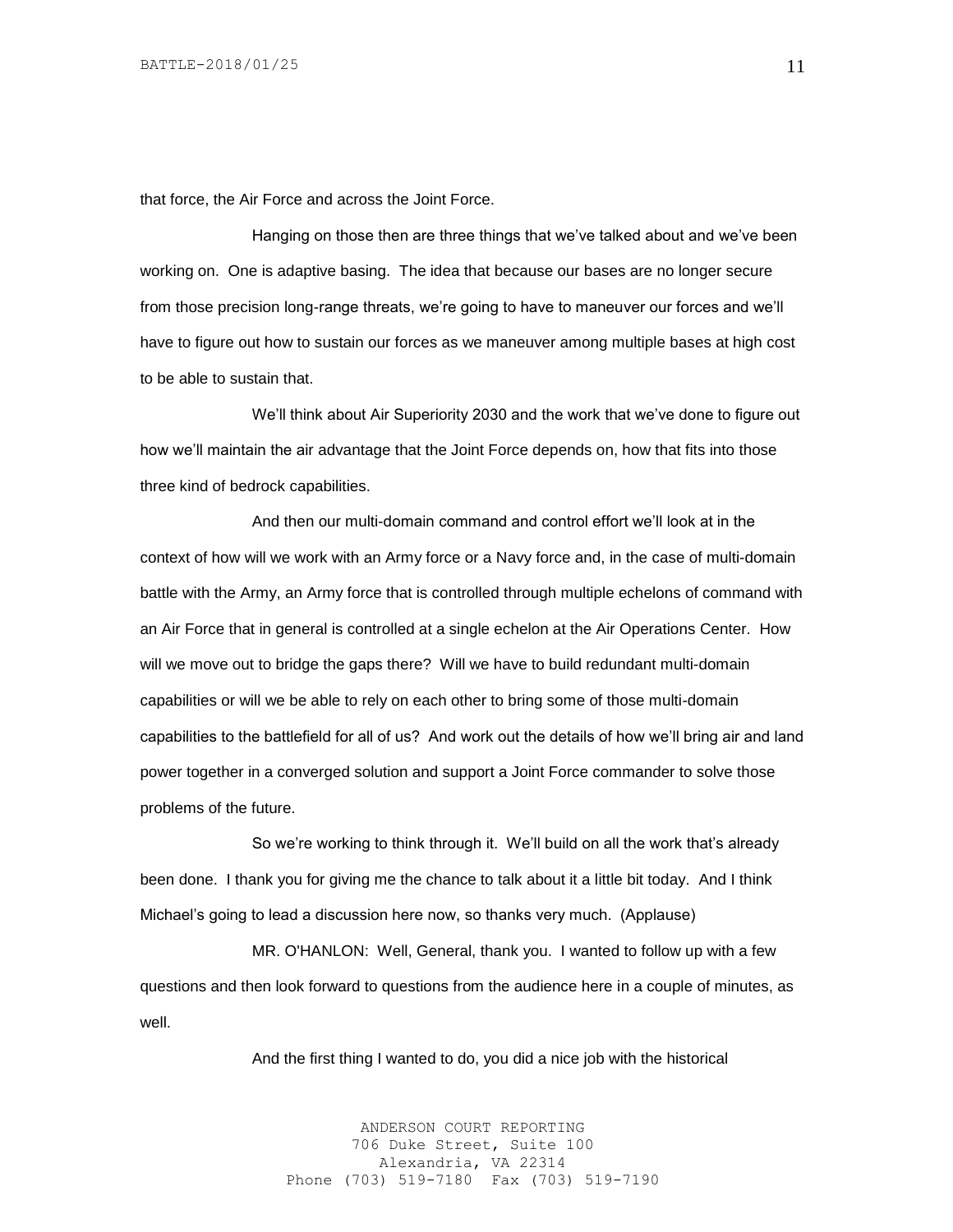that force, the Air Force and across the Joint Force.

Hanging on those then are three things that we've talked about and we've been working on. One is adaptive basing. The idea that because our bases are no longer secure from those precision long-range threats, we're going to have to maneuver our forces and we'll have to figure out how to sustain our forces as we maneuver among multiple bases at high cost to be able to sustain that.

We'll think about Air Superiority 2030 and the work that we've done to figure out how we'll maintain the air advantage that the Joint Force depends on, how that fits into those three kind of bedrock capabilities.

And then our multi-domain command and control effort we'll look at in the context of how will we work with an Army force or a Navy force and, in the case of multi-domain battle with the Army, an Army force that is controlled through multiple echelons of command with an Air Force that in general is controlled at a single echelon at the Air Operations Center. How will we move out to bridge the gaps there? Will we have to build redundant multi-domain capabilities or will we be able to rely on each other to bring some of those multi-domain capabilities to the battlefield for all of us? And work out the details of how we'll bring air and land power together in a converged solution and support a Joint Force commander to solve those problems of the future.

So we're working to think through it. We'll build on all the work that's already been done. I thank you for giving me the chance to talk about it a little bit today. And I think Michael's going to lead a discussion here now, so thanks very much. (Applause)

MR. O'HANLON: Well, General, thank you. I wanted to follow up with a few questions and then look forward to questions from the audience here in a couple of minutes, as well.

And the first thing I wanted to do, you did a nice job with the historical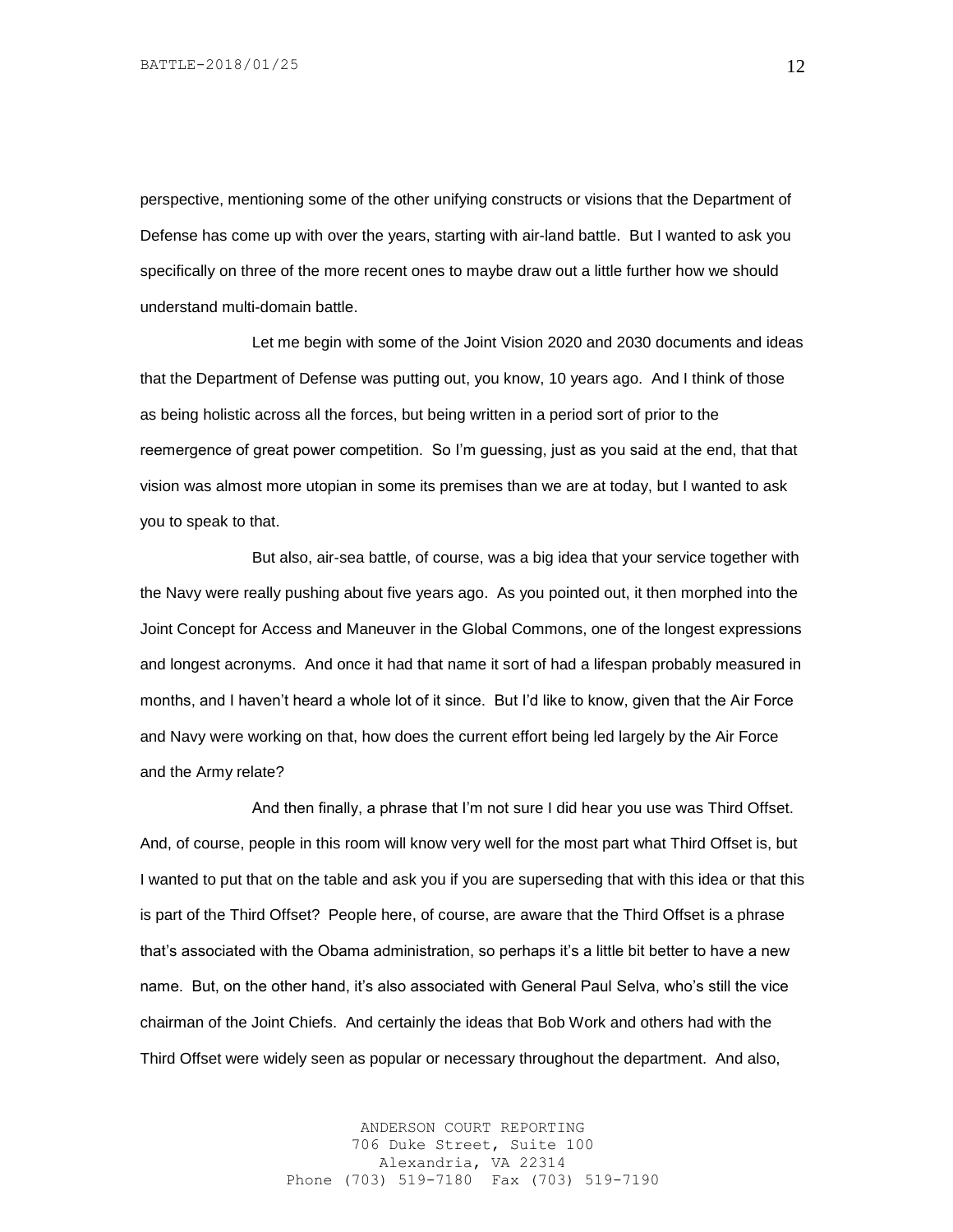perspective, mentioning some of the other unifying constructs or visions that the Department of Defense has come up with over the years, starting with air-land battle. But I wanted to ask you specifically on three of the more recent ones to maybe draw out a little further how we should understand multi-domain battle.

Let me begin with some of the Joint Vision 2020 and 2030 documents and ideas that the Department of Defense was putting out, you know, 10 years ago. And I think of those as being holistic across all the forces, but being written in a period sort of prior to the reemergence of great power competition. So I'm guessing, just as you said at the end, that that vision was almost more utopian in some its premises than we are at today, but I wanted to ask you to speak to that.

But also, air-sea battle, of course, was a big idea that your service together with the Navy were really pushing about five years ago. As you pointed out, it then morphed into the Joint Concept for Access and Maneuver in the Global Commons, one of the longest expressions and longest acronyms. And once it had that name it sort of had a lifespan probably measured in months, and I haven't heard a whole lot of it since. But I'd like to know, given that the Air Force and Navy were working on that, how does the current effort being led largely by the Air Force and the Army relate?

And then finally, a phrase that I'm not sure I did hear you use was Third Offset. And, of course, people in this room will know very well for the most part what Third Offset is, but I wanted to put that on the table and ask you if you are superseding that with this idea or that this is part of the Third Offset? People here, of course, are aware that the Third Offset is a phrase that's associated with the Obama administration, so perhaps it's a little bit better to have a new name. But, on the other hand, it's also associated with General Paul Selva, who's still the vice chairman of the Joint Chiefs. And certainly the ideas that Bob Work and others had with the Third Offset were widely seen as popular or necessary throughout the department. And also,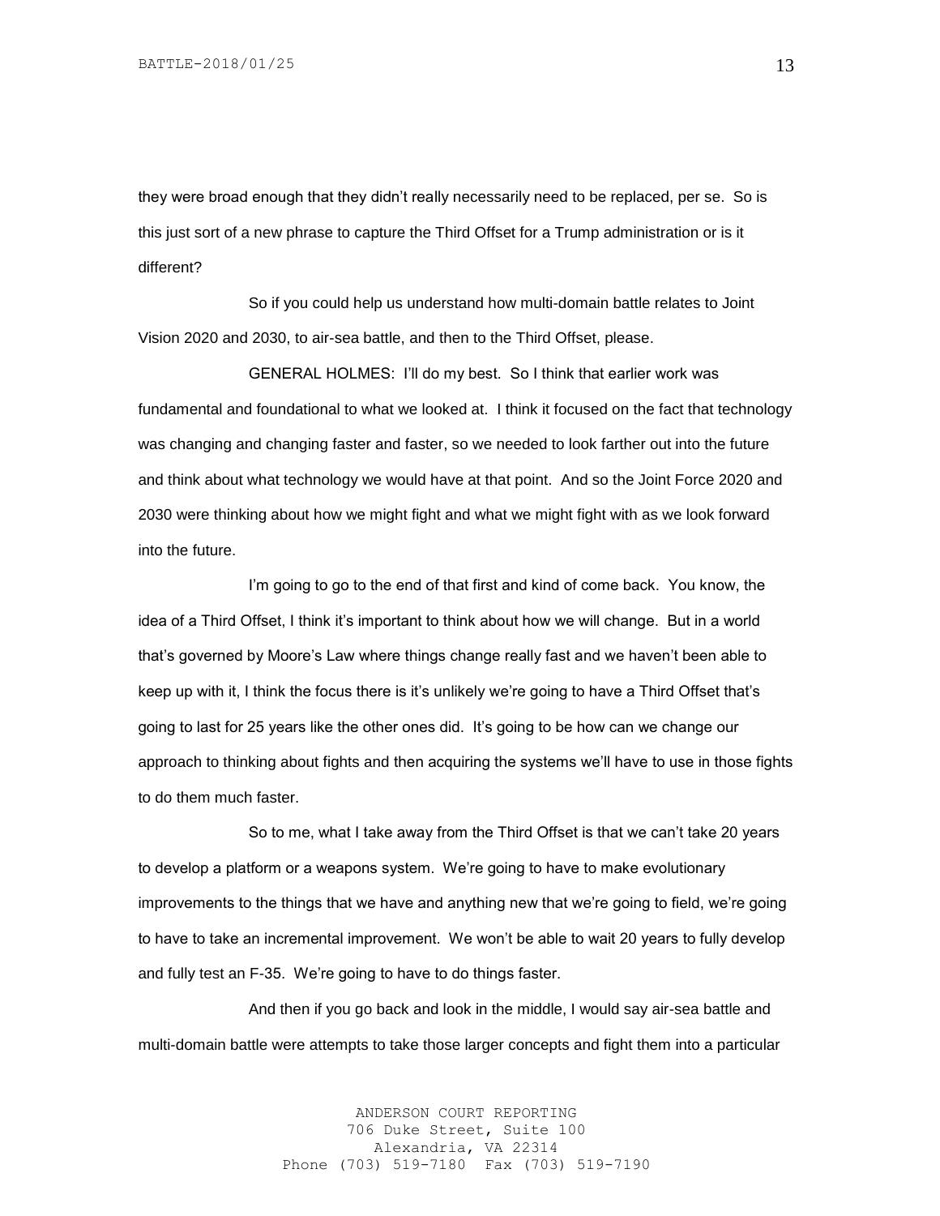they were broad enough that they didn't really necessarily need to be replaced, per se. So is this just sort of a new phrase to capture the Third Offset for a Trump administration or is it different?

So if you could help us understand how multi-domain battle relates to Joint Vision 2020 and 2030, to air-sea battle, and then to the Third Offset, please.

GENERAL HOLMES: I'll do my best. So I think that earlier work was fundamental and foundational to what we looked at. I think it focused on the fact that technology was changing and changing faster and faster, so we needed to look farther out into the future and think about what technology we would have at that point. And so the Joint Force 2020 and 2030 were thinking about how we might fight and what we might fight with as we look forward into the future.

I'm going to go to the end of that first and kind of come back. You know, the idea of a Third Offset, I think it's important to think about how we will change. But in a world that's governed by Moore's Law where things change really fast and we haven't been able to keep up with it, I think the focus there is it's unlikely we're going to have a Third Offset that's going to last for 25 years like the other ones did. It's going to be how can we change our approach to thinking about fights and then acquiring the systems we'll have to use in those fights to do them much faster.

So to me, what I take away from the Third Offset is that we can't take 20 years to develop a platform or a weapons system. We're going to have to make evolutionary improvements to the things that we have and anything new that we're going to field, we're going to have to take an incremental improvement. We won't be able to wait 20 years to fully develop and fully test an F-35. We're going to have to do things faster.

And then if you go back and look in the middle, I would say air-sea battle and multi-domain battle were attempts to take those larger concepts and fight them into a particular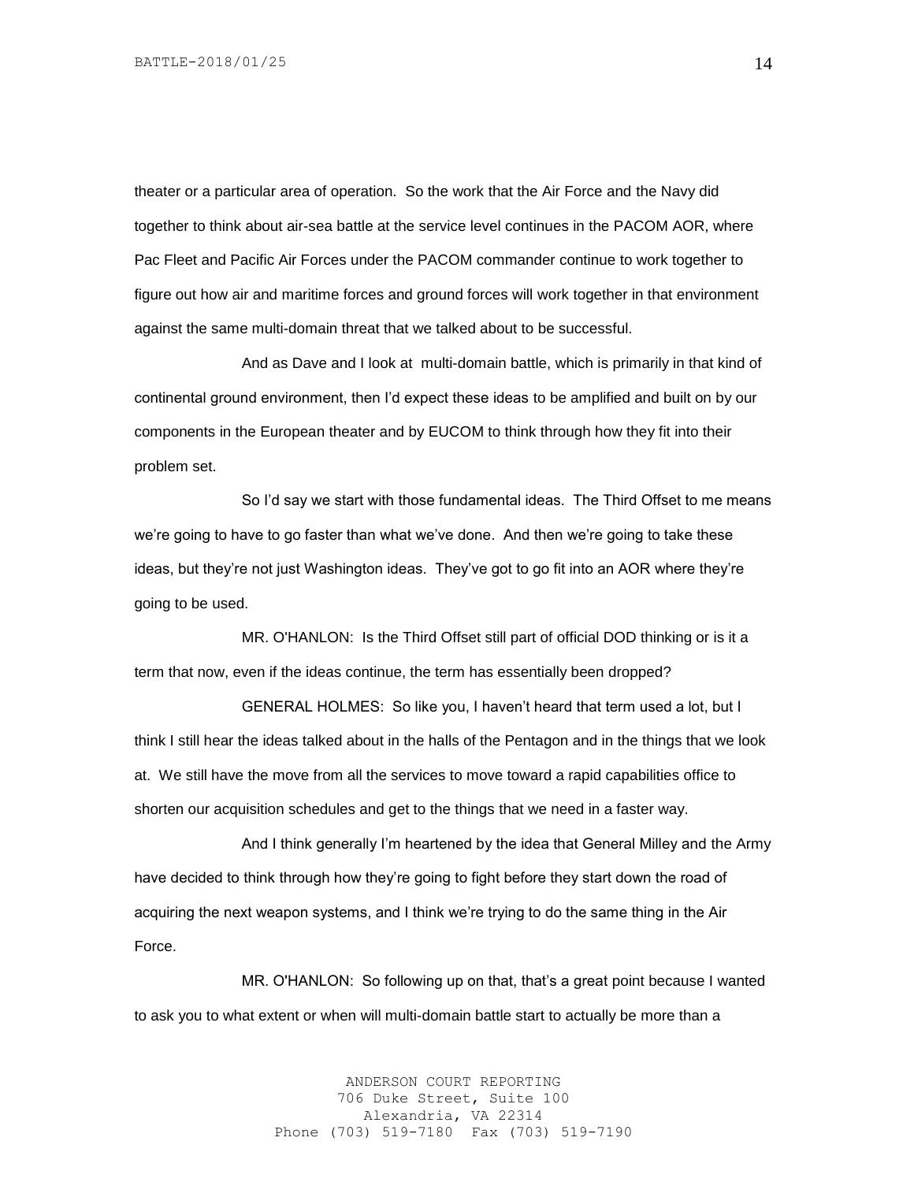theater or a particular area of operation. So the work that the Air Force and the Navy did together to think about air-sea battle at the service level continues in the PACOM AOR, where Pac Fleet and Pacific Air Forces under the PACOM commander continue to work together to figure out how air and maritime forces and ground forces will work together in that environment against the same multi-domain threat that we talked about to be successful.

And as Dave and I look at multi-domain battle, which is primarily in that kind of continental ground environment, then I'd expect these ideas to be amplified and built on by our components in the European theater and by EUCOM to think through how they fit into their problem set.

So I'd say we start with those fundamental ideas. The Third Offset to me means we're going to have to go faster than what we've done. And then we're going to take these ideas, but they're not just Washington ideas. They've got to go fit into an AOR where they're going to be used.

MR. O'HANLON: Is the Third Offset still part of official DOD thinking or is it a term that now, even if the ideas continue, the term has essentially been dropped?

GENERAL HOLMES: So like you, I haven't heard that term used a lot, but I think I still hear the ideas talked about in the halls of the Pentagon and in the things that we look at. We still have the move from all the services to move toward a rapid capabilities office to shorten our acquisition schedules and get to the things that we need in a faster way.

And I think generally I'm heartened by the idea that General Milley and the Army have decided to think through how they're going to fight before they start down the road of acquiring the next weapon systems, and I think we're trying to do the same thing in the Air Force.

MR. O'HANLON: So following up on that, that's a great point because I wanted to ask you to what extent or when will multi-domain battle start to actually be more than a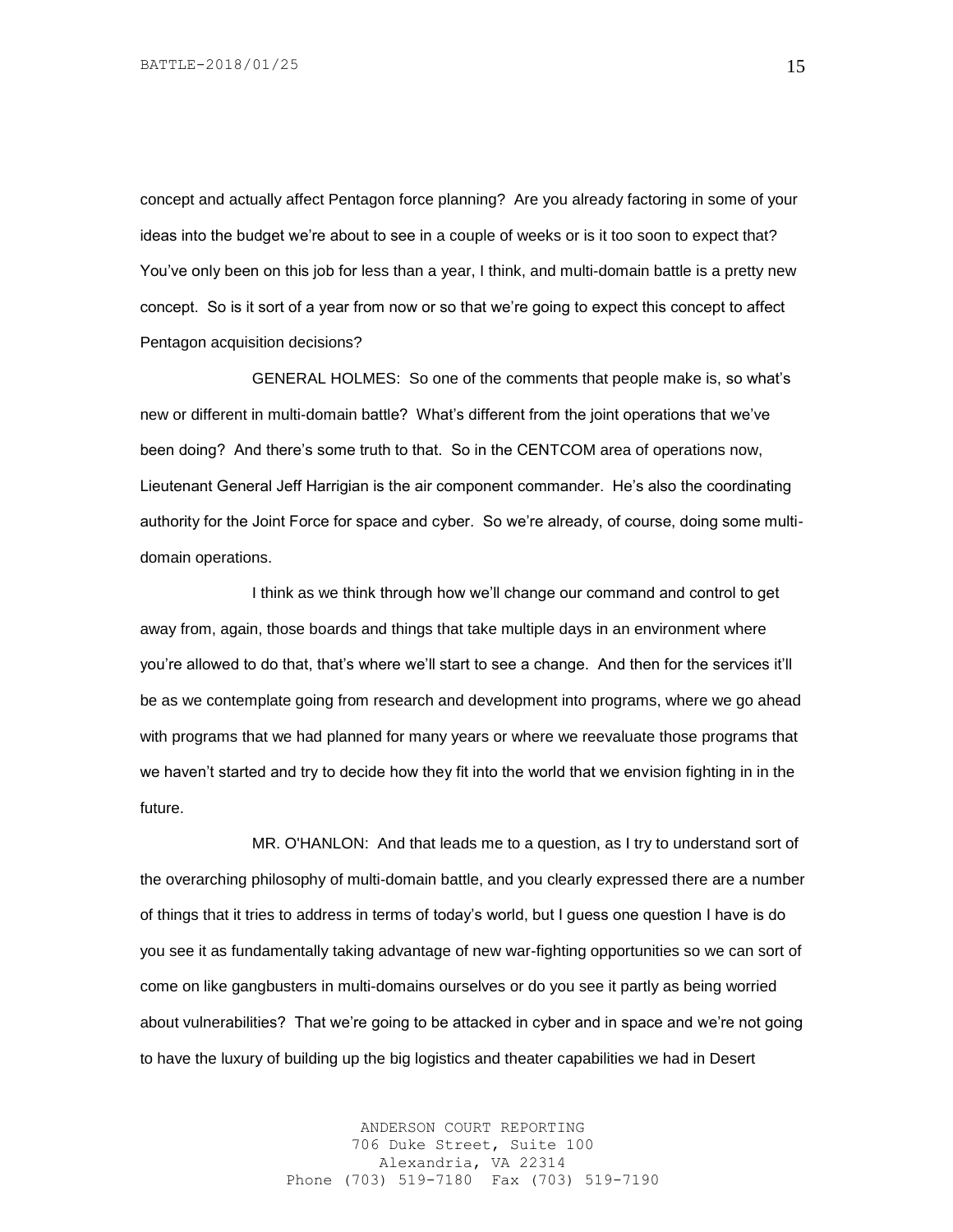concept and actually affect Pentagon force planning? Are you already factoring in some of your ideas into the budget we're about to see in a couple of weeks or is it too soon to expect that? You've only been on this job for less than a year, I think, and multi-domain battle is a pretty new concept. So is it sort of a year from now or so that we're going to expect this concept to affect Pentagon acquisition decisions?

GENERAL HOLMES: So one of the comments that people make is, so what's new or different in multi-domain battle? What's different from the joint operations that we've been doing? And there's some truth to that. So in the CENTCOM area of operations now, Lieutenant General Jeff Harrigian is the air component commander. He's also the coordinating authority for the Joint Force for space and cyber. So we're already, of course, doing some multi-domain operations.

I think as we think through how we'll change our command and control to get away from, again, those boards and things that take multiple days in an environment where you're allowed to do that, that's where we'll start to see a change. And then for the services it'll be as we contemplate going from research and development into programs, where we go ahead with programs that we had planned for many years or where we reevaluate those programs that we haven't started and try to decide how they fit into the world that we envision fighting in in the future.

MR. O'HANLON: And that leads me to a question, as I try to understand sort of the overarching philosophy of multi-domain battle, and you clearly expressed there are a number of things that it tries to address in terms of today's world, but I guess one question I have is do you see it as fundamentally taking advantage of new war-fighting opportunities so we can sort of come on like gangbusters in multi-domains ourselves or do you see it partly as being worried about vulnerabilities? That we're going to be attacked in cyber and in space and we're not going to have the luxury of building up the big logistics and theater capabilities we had in Desert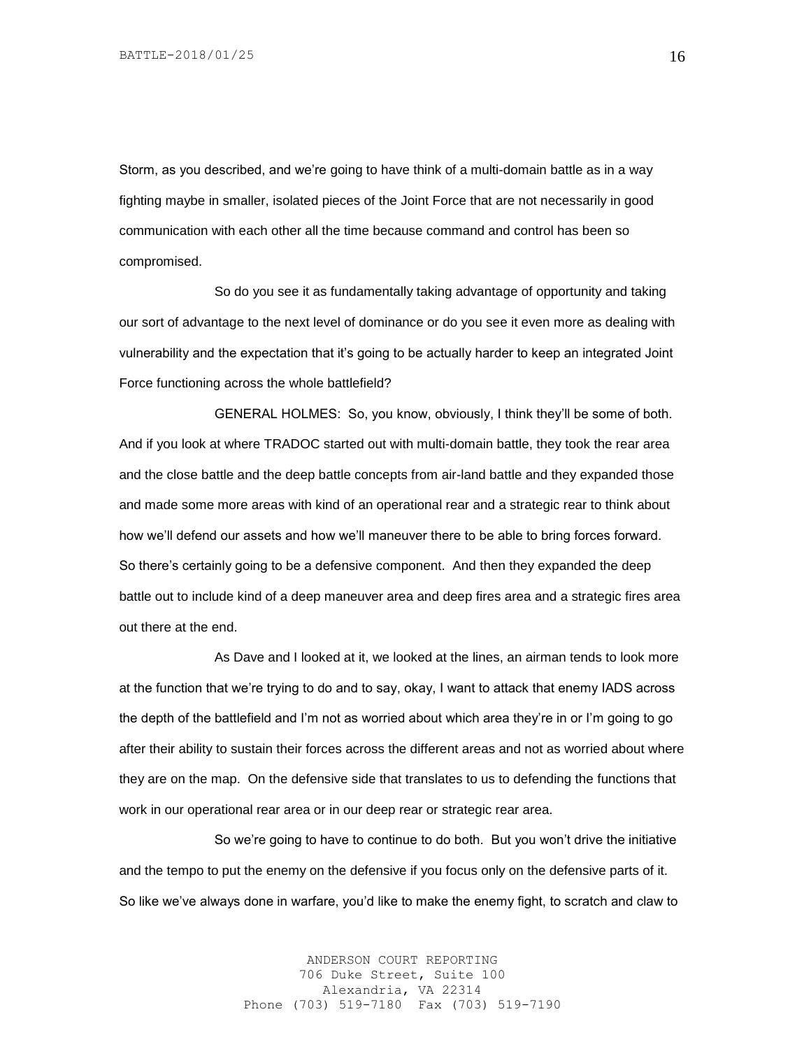Storm, as you described, and we're going to have think of a multi-domain battle as in a way fighting maybe in smaller, isolated pieces of the Joint Force that are not necessarily in good communication with each other all the time because command and control has been so compromised.

So do you see it as fundamentally taking advantage of opportunity and taking our sort of advantage to the next level of dominance or do you see it even more as dealing with vulnerability and the expectation that it's going to be actually harder to keep an integrated Joint Force functioning across the whole battlefield?

GENERAL HOLMES: So, you know, obviously, I think they'll be some of both. And if you look at where TRADOC started out with multi-domain battle, they took the rear area and the close battle and the deep battle concepts from air-land battle and they expanded those and made some more areas with kind of an operational rear and a strategic rear to think about how we'll defend our assets and how we'll maneuver there to be able to bring forces forward. So there's certainly going to be a defensive component. And then they expanded the deep battle out to include kind of a deep maneuver area and deep fires area and a strategic fires area out there at the end.

As Dave and I looked at it, we looked at the lines, an airman tends to look more at the function that we're trying to do and to say, okay, I want to attack that enemy IADS across the depth of the battlefield and I'm not as worried about which area they're in or I'm going to go after their ability to sustain their forces across the different areas and not as worried about where they are on the map. On the defensive side that translates to us to defending the functions that work in our operational rear area or in our deep rear or strategic rear area.

So we're going to have to continue to do both. But you won't drive the initiative and the tempo to put the enemy on the defensive if you focus only on the defensive parts of it. So like we've always done in warfare, you'd like to make the enemy fight, to scratch and claw to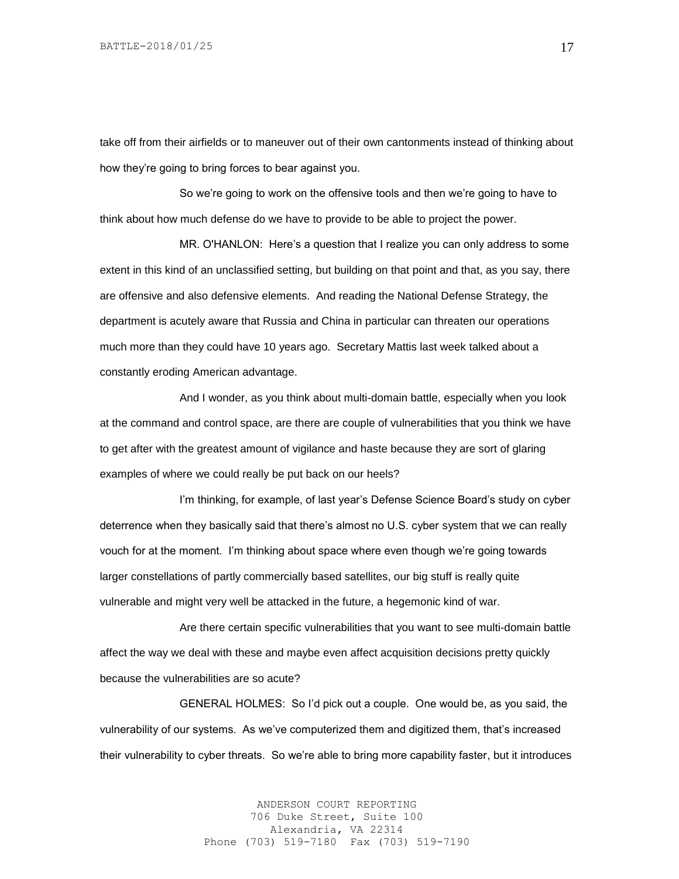take off from their airfields or to maneuver out of their own cantonments instead of thinking about how they're going to bring forces to bear against you.

So we're going to work on the offensive tools and then we're going to have to think about how much defense do we have to provide to be able to project the power.

MR. O'HANLON: Here's a question that I realize you can only address to some extent in this kind of an unclassified setting, but building on that point and that, as you say, there are offensive and also defensive elements. And reading the National Defense Strategy, the department is acutely aware that Russia and China in particular can threaten our operations much more than they could have 10 years ago. Secretary Mattis last week talked about a constantly eroding American advantage.

And I wonder, as you think about multi-domain battle, especially when you look at the command and control space, are there are couple of vulnerabilities that you think we have to get after with the greatest amount of vigilance and haste because they are sort of glaring examples of where we could really be put back on our heels?

I'm thinking, for example, of last year's Defense Science Board's study on cyber deterrence when they basically said that there's almost no U.S. cyber system that we can really vouch for at the moment. I'm thinking about space where even though we're going towards larger constellations of partly commercially based satellites, our big stuff is really quite vulnerable and might very well be attacked in the future, a hegemonic kind of war.

Are there certain specific vulnerabilities that you want to see multi-domain battle affect the way we deal with these and maybe even affect acquisition decisions pretty quickly because the vulnerabilities are so acute?

GENERAL HOLMES: So I'd pick out a couple. One would be, as you said, the vulnerability of our systems. As we've computerized them and digitized them, that's increased their vulnerability to cyber threats. So we're able to bring more capability faster, but it introduces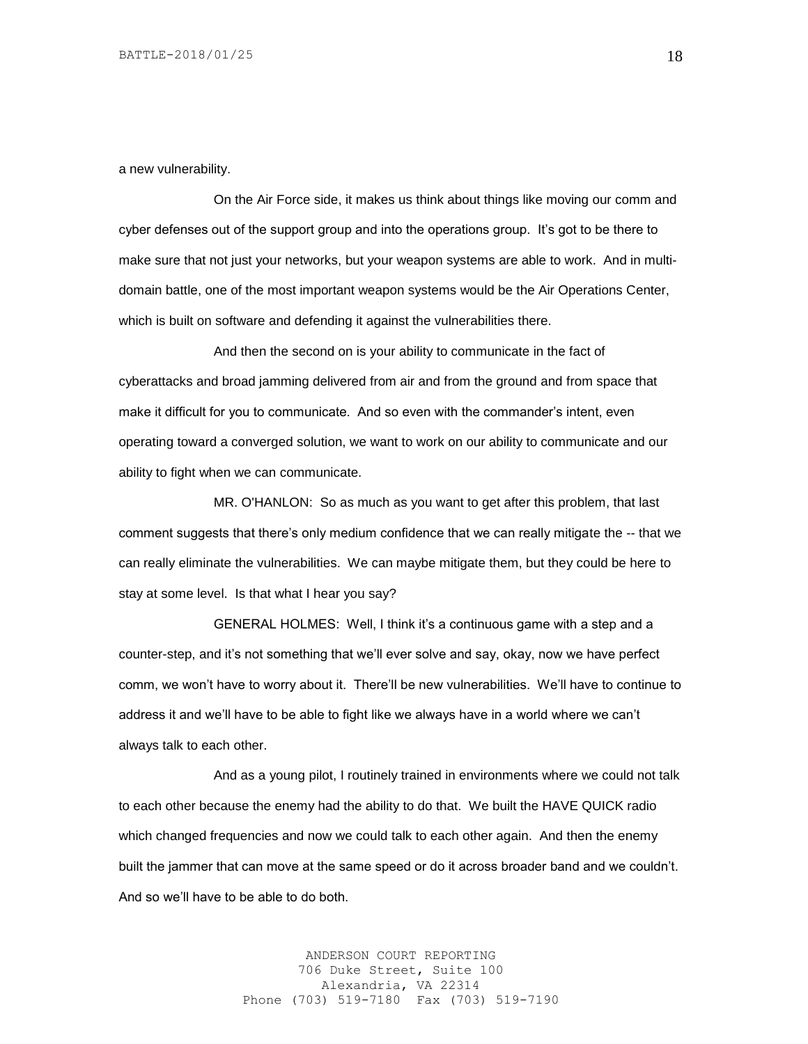a new vulnerability.

On the Air Force side, it makes us think about things like moving our comm and cyber defenses out of the support group and into the operations group. It's got to be there to make sure that not just your networks, but your weapon systems are able to work. And in multi-domain battle, one of the most important weapon systems would be the Air Operations Center, which is built on software and defending it against the vulnerabilities there.

And then the second on is your ability to communicate in the fact of cyberattacks and broad jamming delivered from air and from the ground and from space that make it difficult for you to communicate. And so even with the commander's intent, even operating toward a converged solution, we want to work on our ability to communicate and our ability to fight when we can communicate.

MR. O'HANLON: So as much as you want to get after this problem, that last comment suggests that there's only medium confidence that we can really mitigate the -- that we can really eliminate the vulnerabilities. We can maybe mitigate them, but they could be here to stay at some level. Is that what I hear you say?

GENERAL HOLMES: Well, I think it's a continuous game with a step and a counter-step, and it's not something that we'll ever solve and say, okay, now we have perfect comm, we won't have to worry about it. There'll be new vulnerabilities. We'll have to continue to address it and we'll have to be able to fight like we always have in a world where we can't always talk to each other.

And as a young pilot, I routinely trained in environments where we could not talk to each other because the enemy had the ability to do that. We built the HAVE QUICK radio which changed frequencies and now we could talk to each other again. And then the enemy built the jammer that can move at the same speed or do it across broader band and we couldn't. And so we'll have to be able to do both.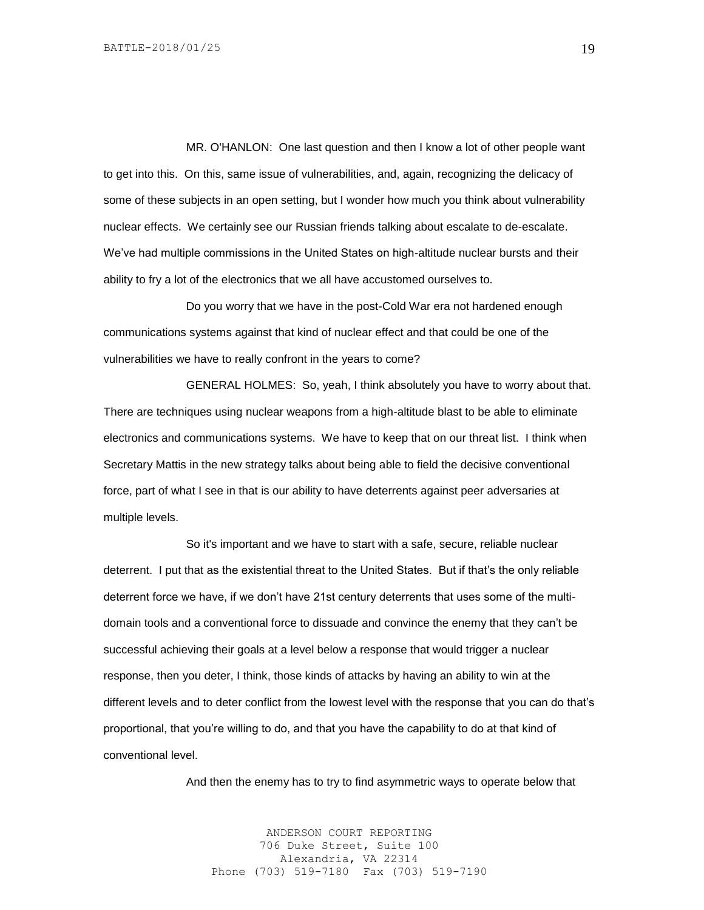MR. O'HANLON: One last question and then I know a lot of other people want to get into this. On this, same issue of vulnerabilities, and, again, recognizing the delicacy of some of these subjects in an open setting, but I wonder how much you think about vulnerability nuclear effects. We certainly see our Russian friends talking about escalate to de-escalate. We've had multiple commissions in the United States on high-altitude nuclear bursts and their ability to fry a lot of the electronics that we all have accustomed ourselves to.

Do you worry that we have in the post-Cold War era not hardened enough communications systems against that kind of nuclear effect and that could be one of the vulnerabilities we have to really confront in the years to come?

GENERAL HOLMES: So, yeah, I think absolutely you have to worry about that. There are techniques using nuclear weapons from a high-altitude blast to be able to eliminate electronics and communications systems. We have to keep that on our threat list. I think when Secretary Mattis in the new strategy talks about being able to field the decisive conventional force, part of what I see in that is our ability to have deterrents against peer adversaries at multiple levels.

So it's important and we have to start with a safe, secure, reliable nuclear deterrent. I put that as the existential threat to the United States. But if that's the only reliable deterrent force we have, if we don't have 21st century deterrents that uses some of the multi-domain tools and a conventional force to dissuade and convince the enemy that they can't be successful achieving their goals at a level below a response that would trigger a nuclear response, then you deter, I think, those kinds of attacks by having an ability to win at the different levels and to deter conflict from the lowest level with the response that you can do that's proportional, that you're willing to do, and that you have the capability to do at that kind of conventional level.

And then the enemy has to try to find asymmetric ways to operate below that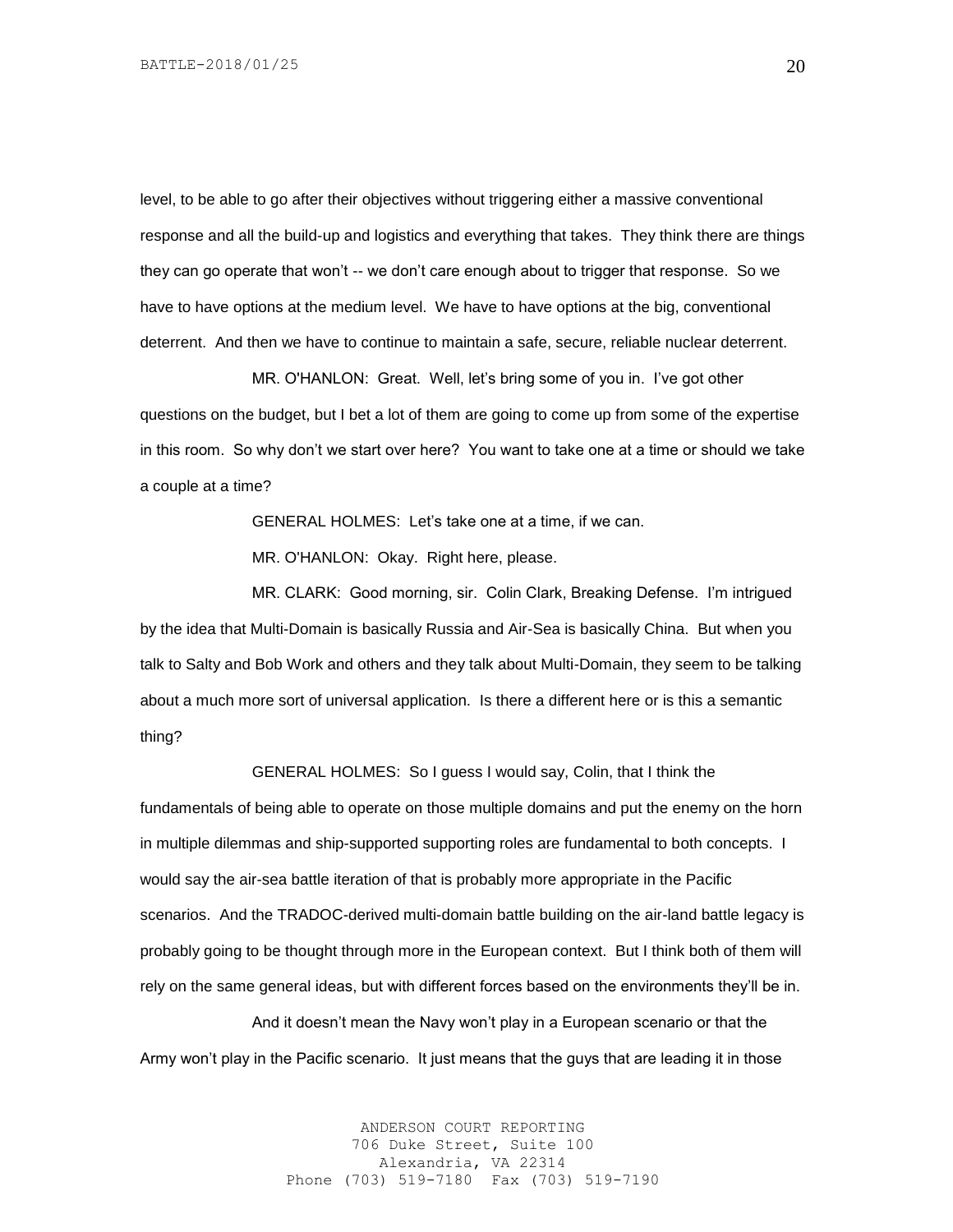level, to be able to go after their objectives without triggering either a massive conventional response and all the build-up and logistics and everything that takes. They think there are things they can go operate that won't -- we don't care enough about to trigger that response. So we have to have options at the medium level. We have to have options at the big, conventional deterrent. And then we have to continue to maintain a safe, secure, reliable nuclear deterrent.

MR. O'HANLON: Great. Well, let's bring some of you in. I've got other questions on the budget, but I bet a lot of them are going to come up from some of the expertise in this room. So why don't we start over here? You want to take one at a time or should we take a couple at a time?

GENERAL HOLMES: Let's take one at a time, if we can.

MR. O'HANLON: Okay. Right here, please.

MR. CLARK: Good morning, sir. Colin Clark, Breaking Defense. I'm intrigued by the idea that Multi-Domain is basically Russia and Air-Sea is basically China. But when you talk to Salty and Bob Work and others and they talk about Multi-Domain, they seem to be talking about a much more sort of universal application. Is there a different here or is this a semantic thing?

GENERAL HOLMES: So I guess I would say, Colin, that I think the fundamentals of being able to operate on those multiple domains and put the enemy on the horn in multiple dilemmas and ship-supported supporting roles are fundamental to both concepts. I would say the air-sea battle iteration of that is probably more appropriate in the Pacific scenarios. And the TRADOC-derived multi-domain battle building on the air-land battle legacy is probably going to be thought through more in the European context. But I think both of them will rely on the same general ideas, but with different forces based on the environments they'll be in.

And it doesn't mean the Navy won't play in a European scenario or that the Army won't play in the Pacific scenario. It just means that the guys that are leading it in those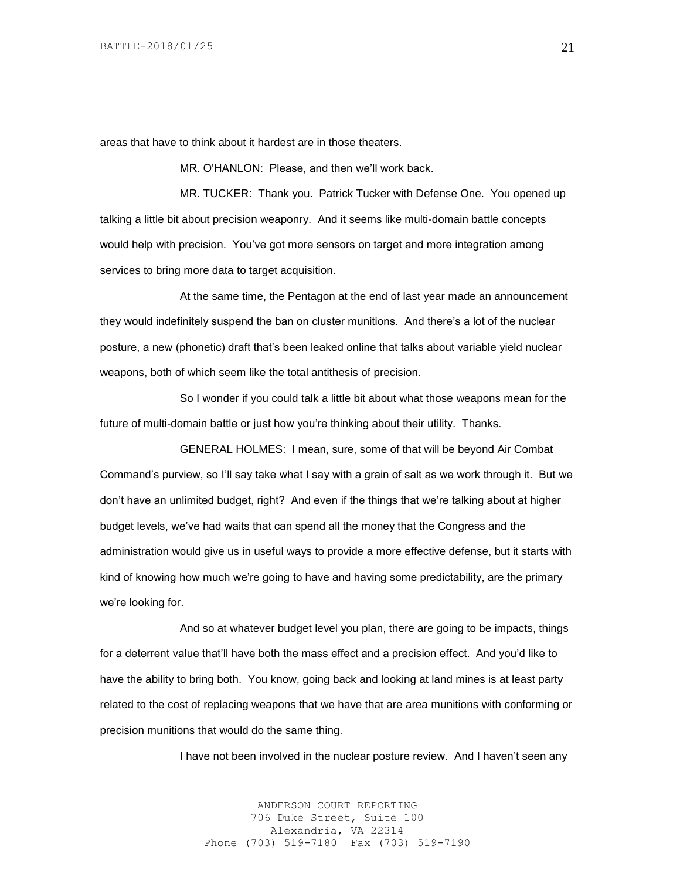areas that have to think about it hardest are in those theaters.

MR. O'HANLON: Please, and then we'll work back.

MR. TUCKER: Thank you. Patrick Tucker with Defense One. You opened up talking a little bit about precision weaponry. And it seems like multi-domain battle concepts would help with precision. You've got more sensors on target and more integration among services to bring more data to target acquisition.

At the same time, the Pentagon at the end of last year made an announcement they would indefinitely suspend the ban on cluster munitions. And there's a lot of the nuclear posture, a new (phonetic) draft that's been leaked online that talks about variable yield nuclear weapons, both of which seem like the total antithesis of precision.

So I wonder if you could talk a little bit about what those weapons mean for the future of multi-domain battle or just how you're thinking about their utility. Thanks.

GENERAL HOLMES: I mean, sure, some of that will be beyond Air Combat Command's purview, so I'll say take what I say with a grain of salt as we work through it. But we don't have an unlimited budget, right? And even if the things that we're talking about at higher budget levels, we've had waits that can spend all the money that the Congress and the administration would give us in useful ways to provide a more effective defense, but it starts with kind of knowing how much we're going to have and having some predictability, are the primary we're looking for.

And so at whatever budget level you plan, there are going to be impacts, things for a deterrent value that'll have both the mass effect and a precision effect. And you'd like to have the ability to bring both. You know, going back and looking at land mines is at least party related to the cost of replacing weapons that we have that are area munitions with conforming or precision munitions that would do the same thing.

I have not been involved in the nuclear posture review. And I haven't seen any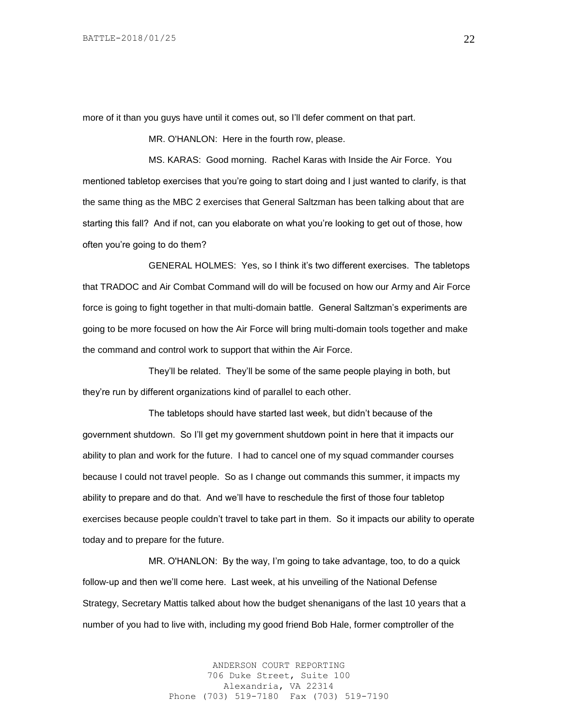more of it than you guys have until it comes out, so I'll defer comment on that part.

MR. O'HANLON: Here in the fourth row, please.

MS. KARAS: Good morning. Rachel Karas with Inside the Air Force. You mentioned tabletop exercises that you're going to start doing and I just wanted to clarify, is that the same thing as the MBC 2 exercises that General Saltzman has been talking about that are starting this fall? And if not, can you elaborate on what you're looking to get out of those, how often you're going to do them?

GENERAL HOLMES: Yes, so I think it's two different exercises. The tabletops that TRADOC and Air Combat Command will do will be focused on how our Army and Air Force force is going to fight together in that multi-domain battle. General Saltzman's experiments are going to be more focused on how the Air Force will bring multi-domain tools together and make the command and control work to support that within the Air Force.

They'll be related. They'll be some of the same people playing in both, but they're run by different organizations kind of parallel to each other.

The tabletops should have started last week, but didn't because of the government shutdown. So I'll get my government shutdown point in here that it impacts our ability to plan and work for the future. I had to cancel one of my squad commander courses because I could not travel people. So as I change out commands this summer, it impacts my ability to prepare and do that. And we'll have to reschedule the first of those four tabletop exercises because people couldn't travel to take part in them. So it impacts our ability to operate today and to prepare for the future.

MR. O'HANLON: By the way, I'm going to take advantage, too, to do a quick follow-up and then we'll come here. Last week, at his unveiling of the National Defense Strategy, Secretary Mattis talked about how the budget shenanigans of the last 10 years that a number of you had to live with, including my good friend Bob Hale, former comptroller of the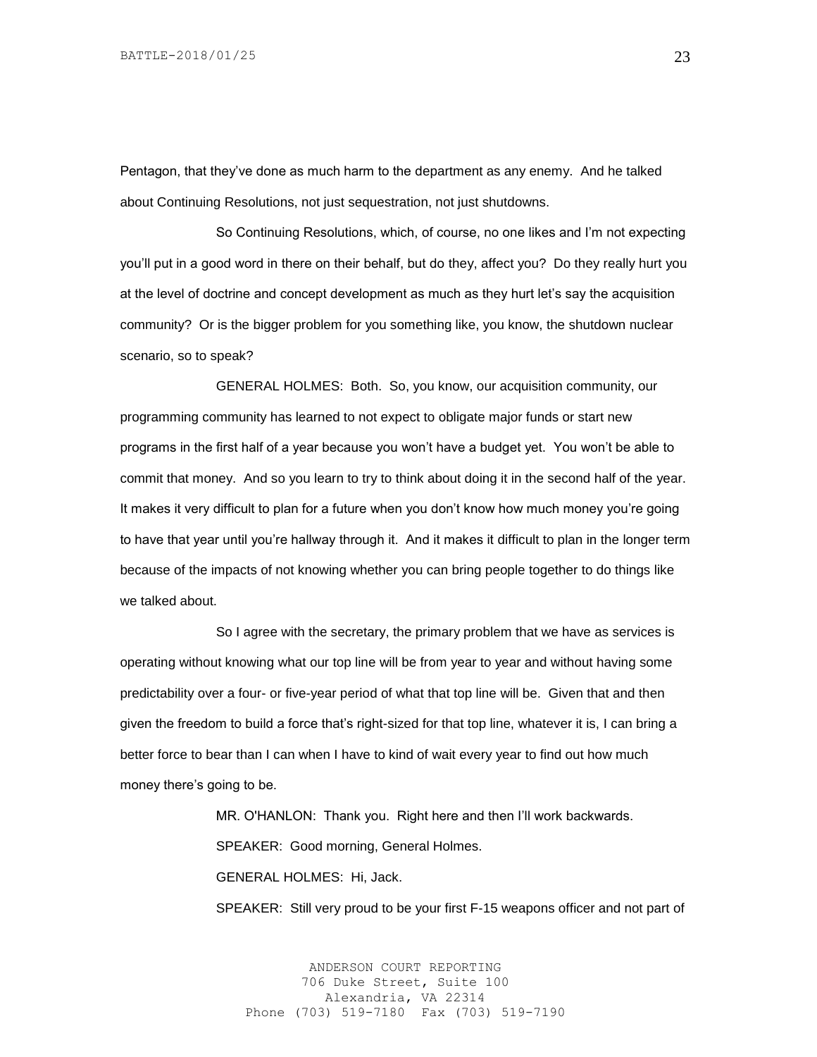Pentagon, that they've done as much harm to the department as any enemy. And he talked about Continuing Resolutions, not just sequestration, not just shutdowns.

So Continuing Resolutions, which, of course, no one likes and I'm not expecting you'll put in a good word in there on their behalf, but do they, affect you? Do they really hurt you at the level of doctrine and concept development as much as they hurt let's say the acquisition community? Or is the bigger problem for you something like, you know, the shutdown nuclear scenario, so to speak?

GENERAL HOLMES: Both. So, you know, our acquisition community, our programming community has learned to not expect to obligate major funds or start new programs in the first half of a year because you won't have a budget yet. You won't be able to commit that money. And so you learn to try to think about doing it in the second half of the year. It makes it very difficult to plan for a future when you don't know how much money you're going to have that year until you're hallway through it. And it makes it difficult to plan in the longer term because of the impacts of not knowing whether you can bring people together to do things like we talked about.

So I agree with the secretary, the primary problem that we have as services is operating without knowing what our top line will be from year to year and without having some predictability over a four- or five-year period of what that top line will be. Given that and then given the freedom to build a force that's right-sized for that top line, whatever it is, I can bring a better force to bear than I can when I have to kind of wait every year to find out how much money there's going to be.

MR. O'HANLON: Thank you. Right here and then I'll work backwards.

SPEAKER: Good morning, General Holmes.

GENERAL HOLMES: Hi, Jack.

SPEAKER: Still very proud to be your first F-15 weapons officer and not part of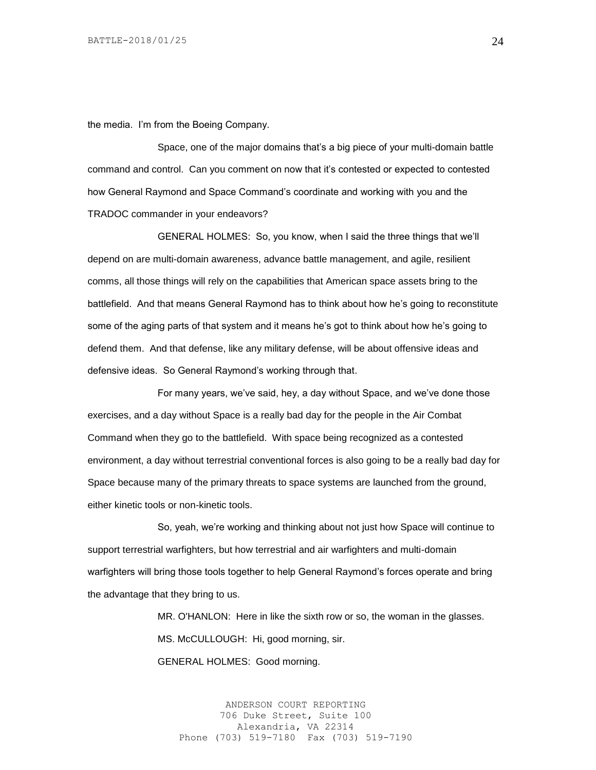the media. I'm from the Boeing Company.

Space, one of the major domains that's a big piece of your multi-domain battle command and control. Can you comment on now that it's contested or expected to contested how General Raymond and Space Command's coordinate and working with you and the TRADOC commander in your endeavors?

GENERAL HOLMES: So, you know, when I said the three things that we'll depend on are multi-domain awareness, advance battle management, and agile, resilient comms, all those things will rely on the capabilities that American space assets bring to the battlefield. And that means General Raymond has to think about how he's going to reconstitute some of the aging parts of that system and it means he's got to think about how he's going to defend them. And that defense, like any military defense, will be about offensive ideas and defensive ideas. So General Raymond's working through that.

For many years, we've said, hey, a day without Space, and we've done those exercises, and a day without Space is a really bad day for the people in the Air Combat Command when they go to the battlefield. With space being recognized as a contested environment, a day without terrestrial conventional forces is also going to be a really bad day for Space because many of the primary threats to space systems are launched from the ground, either kinetic tools or non-kinetic tools.

So, yeah, we're working and thinking about not just how Space will continue to support terrestrial warfighters, but how terrestrial and air warfighters and multi-domain warfighters will bring those tools together to help General Raymond's forces operate and bring the advantage that they bring to us.

MR. O'HANLON: Here in like the sixth row or so, the woman in the glasses.

MS. McCULLOUGH: Hi, good morning, sir.

GENERAL HOLMES: Good morning.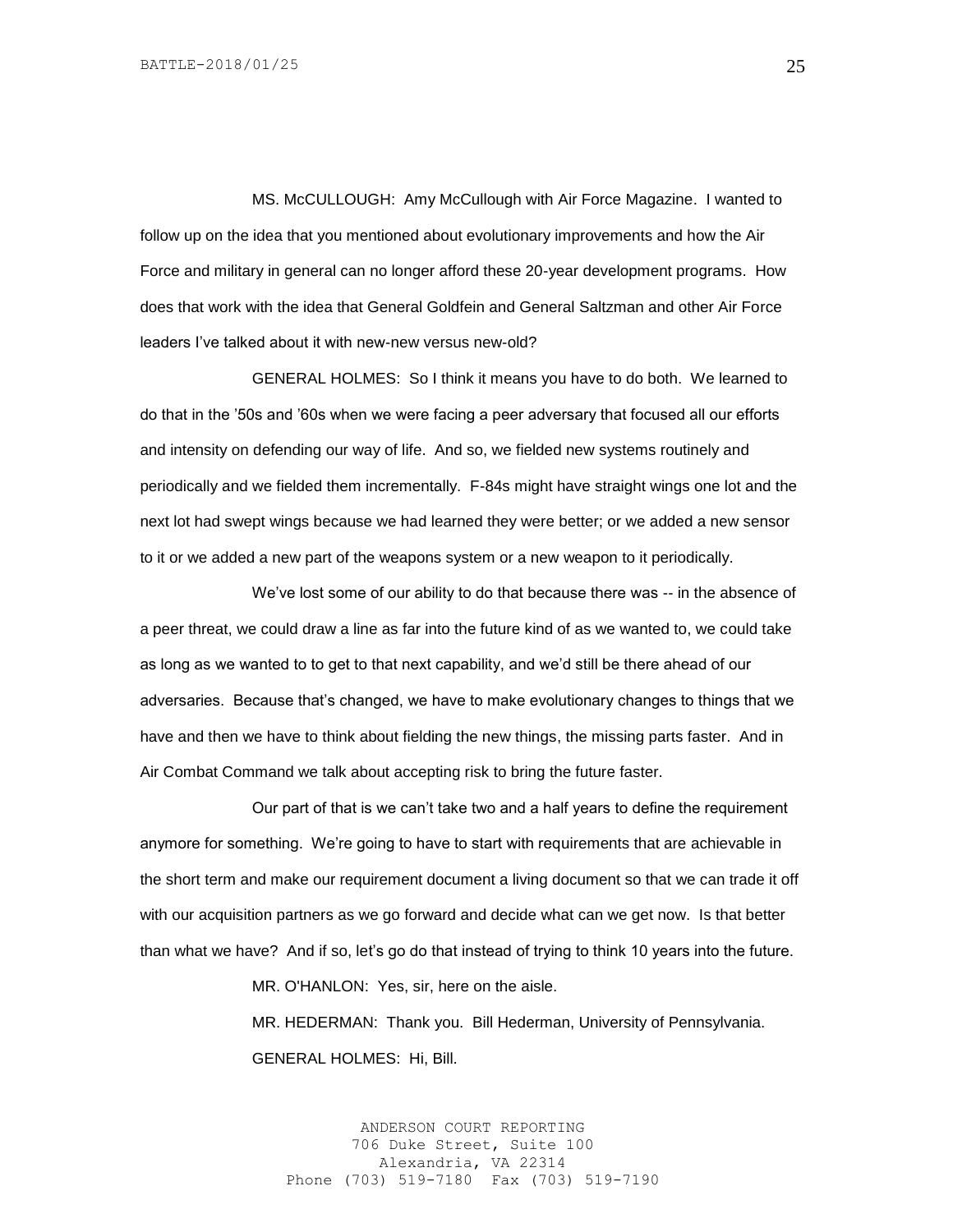MS. McCULLOUGH: Amy McCullough with Air Force Magazine. I wanted to follow up on the idea that you mentioned about evolutionary improvements and how the Air Force and military in general can no longer afford these 20-year development programs. How does that work with the idea that General Goldfein and General Saltzman and other Air Force leaders I've talked about it with new-new versus new-old?

GENERAL HOLMES: So I think it means you have to do both. We learned to do that in the '50s and '60s when we were facing a peer adversary that focused all our efforts and intensity on defending our way of life. And so, we fielded new systems routinely and periodically and we fielded them incrementally. F-84s might have straight wings one lot and the next lot had swept wings because we had learned they were better; or we added a new sensor to it or we added a new part of the weapons system or a new weapon to it periodically.

We've lost some of our ability to do that because there was -- in the absence of a peer threat, we could draw a line as far into the future kind of as we wanted to, we could take as long as we wanted to to get to that next capability, and we'd still be there ahead of our adversaries. Because that's changed, we have to make evolutionary changes to things that we have and then we have to think about fielding the new things, the missing parts faster. And in Air Combat Command we talk about accepting risk to bring the future faster.

Our part of that is we can't take two and a half years to define the requirement anymore for something. We're going to have to start with requirements that are achievable in the short term and make our requirement document a living document so that we can trade it off with our acquisition partners as we go forward and decide what can we get now. Is that better than what we have? And if so, let's go do that instead of trying to think 10 years into the future.

MR. O'HANLON: Yes, sir, here on the aisle.

MR. HEDERMAN: Thank you. Bill Hederman, University of Pennsylvania.

GENERAL HOLMES: Hi, Bill.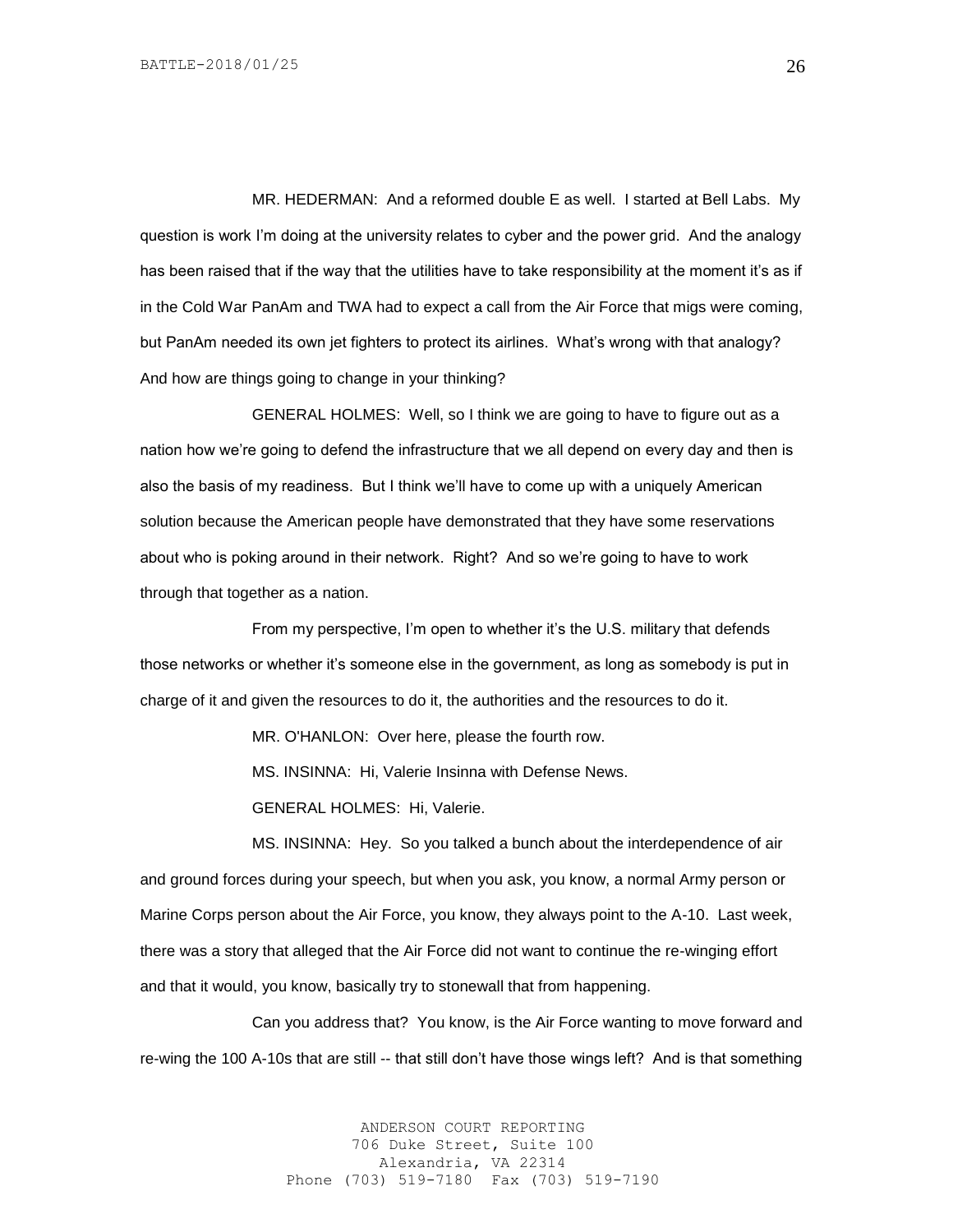MR. HEDERMAN: And a reformed double E as well. I started at Bell Labs. My question is work I'm doing at the university relates to cyber and the power grid. And the analogy has been raised that if the way that the utilities have to take responsibility at the moment it's as if in the Cold War PanAm and TWA had to expect a call from the Air Force that migs were coming, but PanAm needed its own jet fighters to protect its airlines. What's wrong with that analogy? And how are things going to change in your thinking?

GENERAL HOLMES: Well, so I think we are going to have to figure out as a nation how we're going to defend the infrastructure that we all depend on every day and then is also the basis of my readiness. But I think we'll have to come up with a uniquely American solution because the American people have demonstrated that they have some reservations about who is poking around in their network. Right? And so we're going to have to work through that together as a nation.

From my perspective, I'm open to whether it's the U.S. military that defends those networks or whether it's someone else in the government, as long as somebody is put in charge of it and given the resources to do it, the authorities and the resources to do it.

MR. O'HANLON: Over here, please the fourth row.

MS. INSINNA: Hi, Valerie Insinna with Defense News.

GENERAL HOLMES: Hi, Valerie.

MS. INSINNA: Hey. So you talked a bunch about the interdependence of air and ground forces during your speech, but when you ask, you know, a normal Army person or Marine Corps person about the Air Force, you know, they always point to the A-10. Last week, there was a story that alleged that the Air Force did not want to continue the re-winging effort and that it would, you know, basically try to stonewall that from happening.

Can you address that? You know, is the Air Force wanting to move forward and re-wing the 100 A-10s that are still -- that still don't have those wings left? And is that something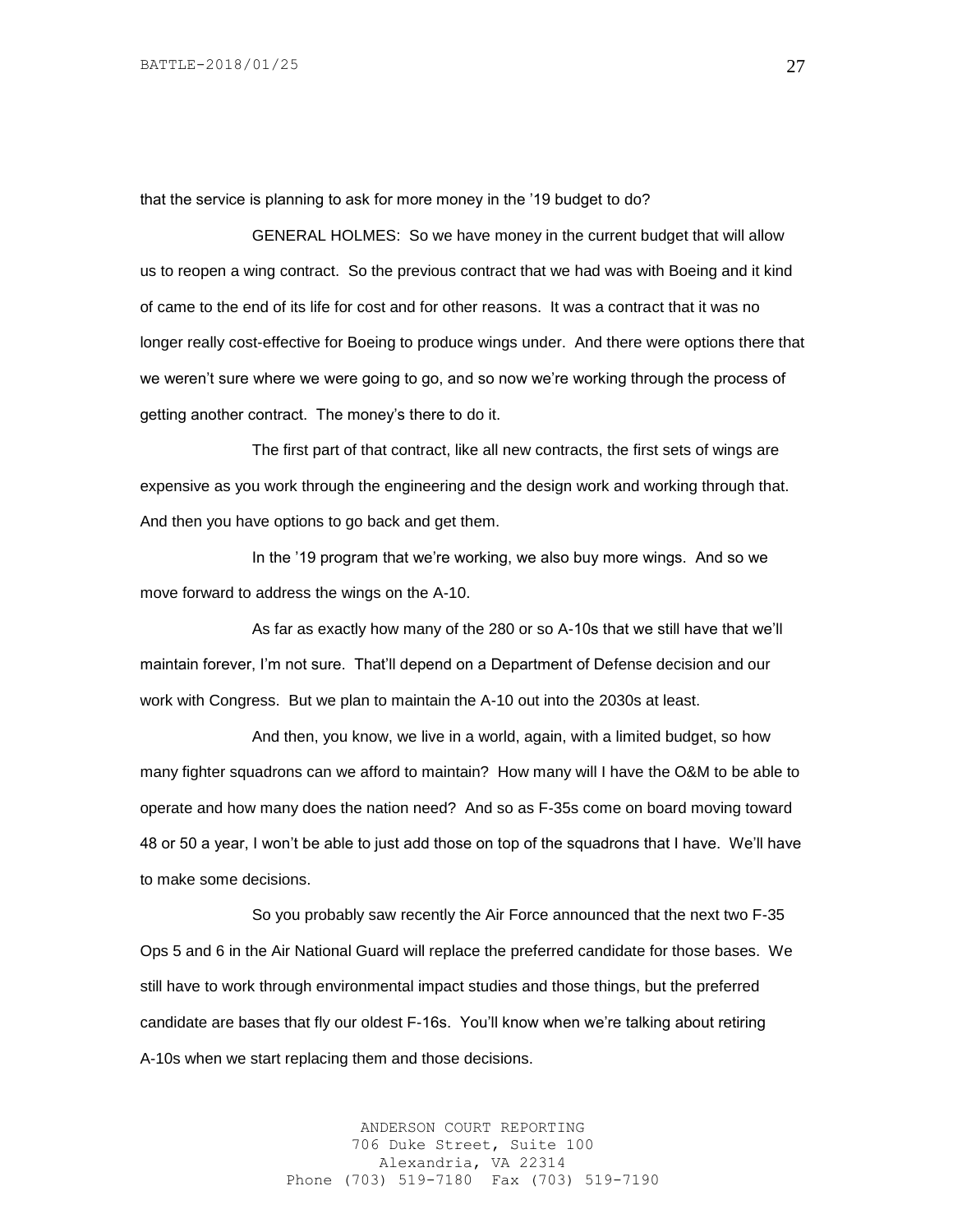that the service is planning to ask for more money in the '19 budget to do?

GENERAL HOLMES: So we have money in the current budget that will allow us to reopen a wing contract. So the previous contract that we had was with Boeing and it kind of came to the end of its life for cost and for other reasons. It was a contract that it was no longer really cost-effective for Boeing to produce wings under. And there were options there that we weren't sure where we were going to go, and so now we're working through the process of getting another contract. The money's there to do it.

The first part of that contract, like all new contracts, the first sets of wings are expensive as you work through the engineering and the design work and working through that. And then you have options to go back and get them.

In the '19 program that we're working, we also buy more wings. And so we move forward to address the wings on the A-10.

As far as exactly how many of the 280 or so A-10s that we still have that we'll maintain forever, I'm not sure. That'll depend on a Department of Defense decision and our work with Congress. But we plan to maintain the A-10 out into the 2030s at least.

And then, you know, we live in a world, again, with a limited budget, so how many fighter squadrons can we afford to maintain? How many will I have the O&M to be able to operate and how many does the nation need? And so as F-35s come on board moving toward 48 or 50 a year, I won't be able to just add those on top of the squadrons that I have. We'll have to make some decisions.

So you probably saw recently the Air Force announced that the next two F-35 Ops 5 and 6 in the Air National Guard will replace the preferred candidate for those bases. We still have to work through environmental impact studies and those things, but the preferred candidate are bases that fly our oldest F-16s. You'll know when we're talking about retiring A-10s when we start replacing them and those decisions.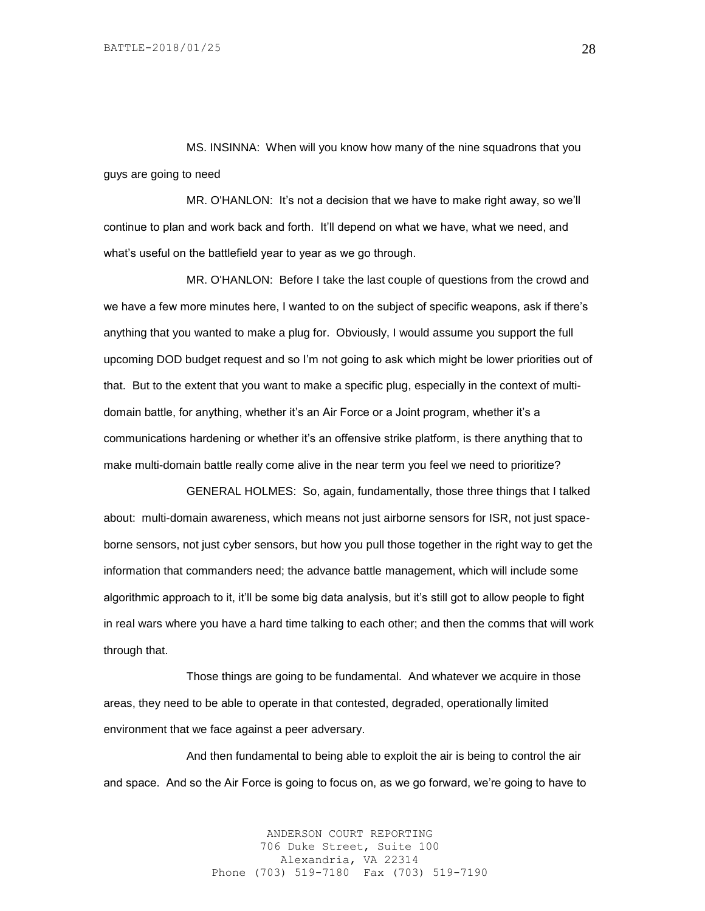MS. INSINNA: When will you know how many of the nine squadrons that you guys are going to need

MR. O'HANLON: It's not a decision that we have to make right away, so we'll continue to plan and work back and forth. It'll depend on what we have, what we need, and what's useful on the battlefield year to year as we go through.

MR. O'HANLON: Before I take the last couple of questions from the crowd and we have a few more minutes here, I wanted to on the subject of specific weapons, ask if there's anything that you wanted to make a plug for. Obviously, I would assume you support the full upcoming DOD budget request and so I'm not going to ask which might be lower priorities out of that. But to the extent that you want to make a specific plug, especially in the context of multi-domain battle, for anything, whether it's an Air Force or a Joint program, whether it's a communications hardening or whether it's an offensive strike platform, is there anything that to make multi-domain battle really come alive in the near term you feel we need to prioritize?

GENERAL HOLMES: So, again, fundamentally, those three things that I talked about: multi-domain awareness, which means not just airborne sensors for ISR, not just space-borne sensors, not just cyber sensors, but how you pull those together in the right way to get the information that commanders need; the advance battle management, which will include some algorithmic approach to it, it'll be some big data analysis, but it's still got to allow people to fight in real wars where you have a hard time talking to each other; and then the comms that will work through that.

Those things are going to be fundamental. And whatever we acquire in those areas, they need to be able to operate in that contested, degraded, operationally limited environment that we face against a peer adversary.

And then fundamental to being able to exploit the air is being to control the air and space. And so the Air Force is going to focus on, as we go forward, we're going to have to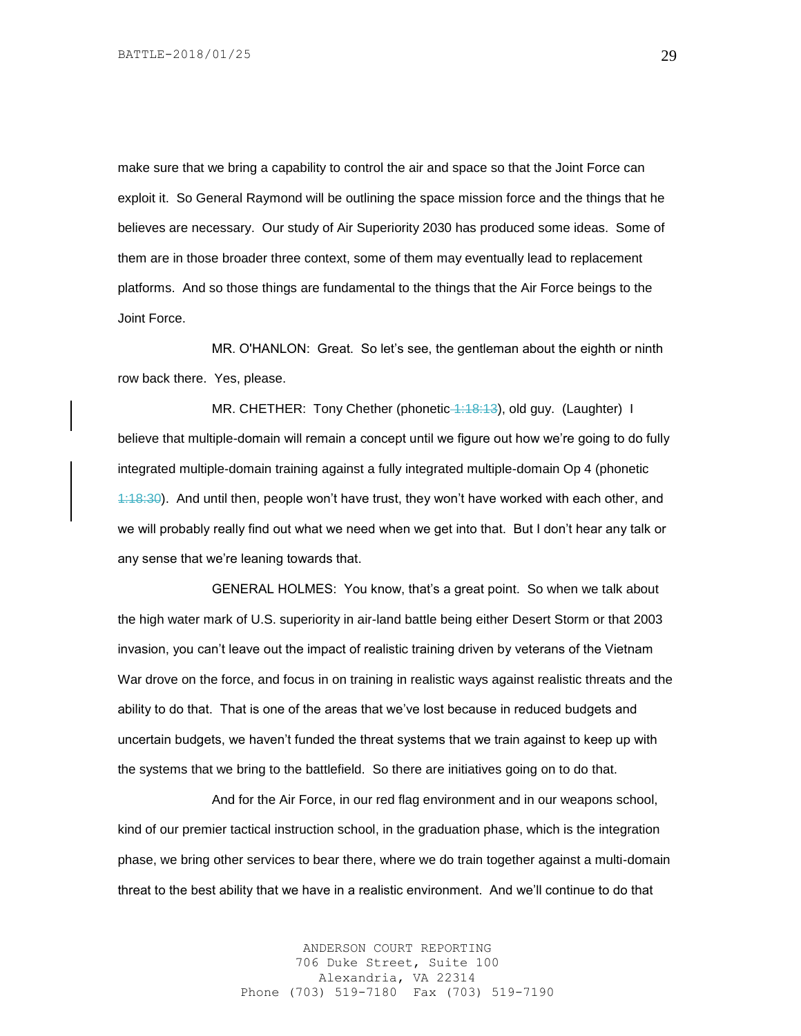make sure that we bring a capability to control the air and space so that the Joint Force can exploit it. So General Raymond will be outlining the space mission force and the things that he believes are necessary. Our study of Air Superiority 2030 has produced some ideas. Some of them are in those broader three context, some of them may eventually lead to replacement platforms. And so those things are fundamental to the things that the Air Force beings to the Joint Force.

MR. O'HANLON: Great. So let's see, the gentleman about the eighth or ninth row back there. Yes, please.

MR. CHETHER: Tony Chether (phonetic 1:18:13), old guy. (Laughter) I believe that multiple-domain will remain a concept until we figure out how we're going to do fully integrated multiple-domain training against a fully integrated multiple-domain Op 4 (phonetic 1:18:30). And until then, people won't have trust, they won't have worked with each other, and we will probably really find out what we need when we get into that. But I don't hear any talk or any sense that we're leaning towards that.

GENERAL HOLMES: You know, that's a great point. So when we talk about the high water mark of U.S. superiority in air-land battle being either Desert Storm or that 2003 invasion, you can't leave out the impact of realistic training driven by veterans of the Vietnam War drove on the force, and focus in on training in realistic ways against realistic threats and the ability to do that. That is one of the areas that we've lost because in reduced budgets and uncertain budgets, we haven't funded the threat systems that we train against to keep up with the systems that we bring to the battlefield. So there are initiatives going on to do that.

And for the Air Force, in our red flag environment and in our weapons school, kind of our premier tactical instruction school, in the graduation phase, which is the integration phase, we bring other services to bear there, where we do train together against a multi-domain threat to the best ability that we have in a realistic environment. And we'll continue to do that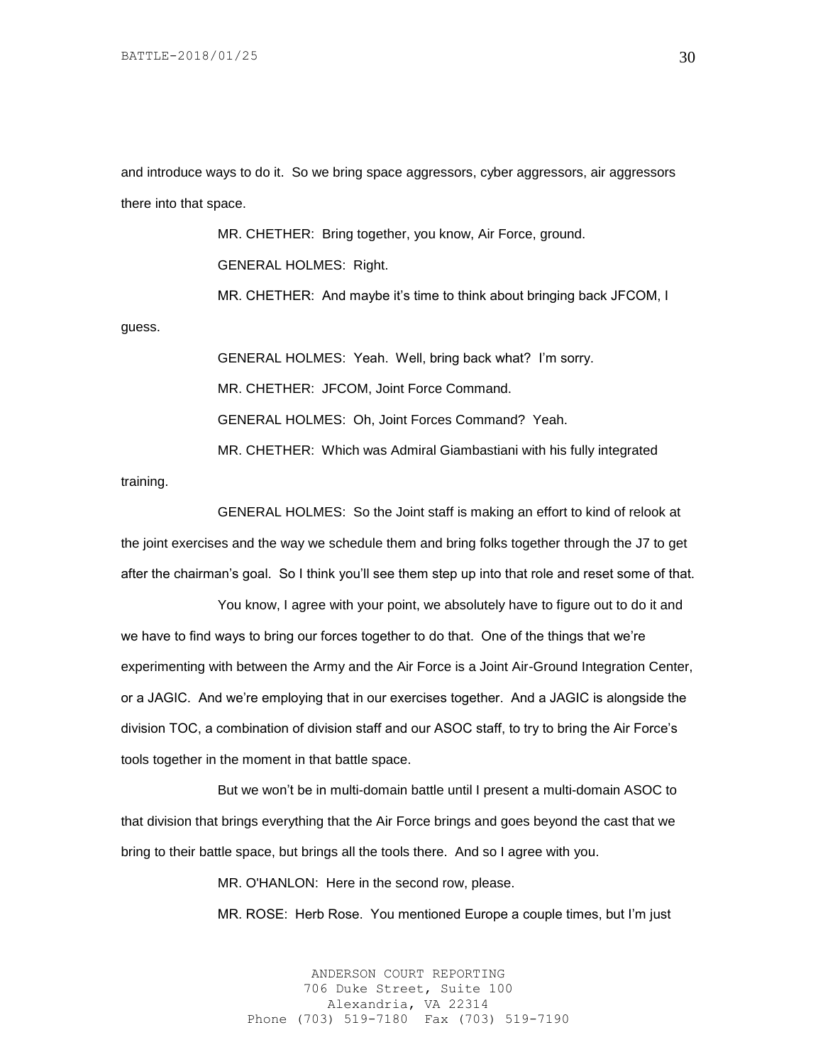and introduce ways to do it. So we bring space aggressors, cyber aggressors, air aggressors there into that space.

MR. CHETHER: Bring together, you know, Air Force, ground.

GENERAL HOLMES: Right.

MR. CHETHER: And maybe it's time to think about bringing back JFCOM, I guess.

GENERAL HOLMES: Yeah. Well, bring back what? I'm sorry.

MR. CHETHER: JFCOM, Joint Force Command.

GENERAL HOLMES: Oh, Joint Forces Command? Yeah.

MR. CHETHER: Which was Admiral Giambastiani with his fully integrated training.

GENERAL HOLMES: So the Joint staff is making an effort to kind of relook at the joint exercises and the way we schedule them and bring folks together through the J7 to get after the chairman's goal. So I think you'll see them step up into that role and reset some of that.

You know, I agree with your point, we absolutely have to figure out to do it and we have to find ways to bring our forces together to do that. One of the things that we're experimenting with between the Army and the Air Force is a Joint Air-Ground Integration Center, or a JAGIC. And we're employing that in our exercises together. And a JAGIC is alongside the division TOC, a combination of division staff and our ASOC staff, to try to bring the Air Force's tools together in the moment in that battle space.

But we won't be in multi-domain battle until I present a multi-domain ASOC to that division that brings everything that the Air Force brings and goes beyond the cast that we bring to their battle space, but brings all the tools there. And so I agree with you.

MR. O'HANLON: Here in the second row, please.

MR. ROSE: Herb Rose. You mentioned Europe a couple times, but I'm just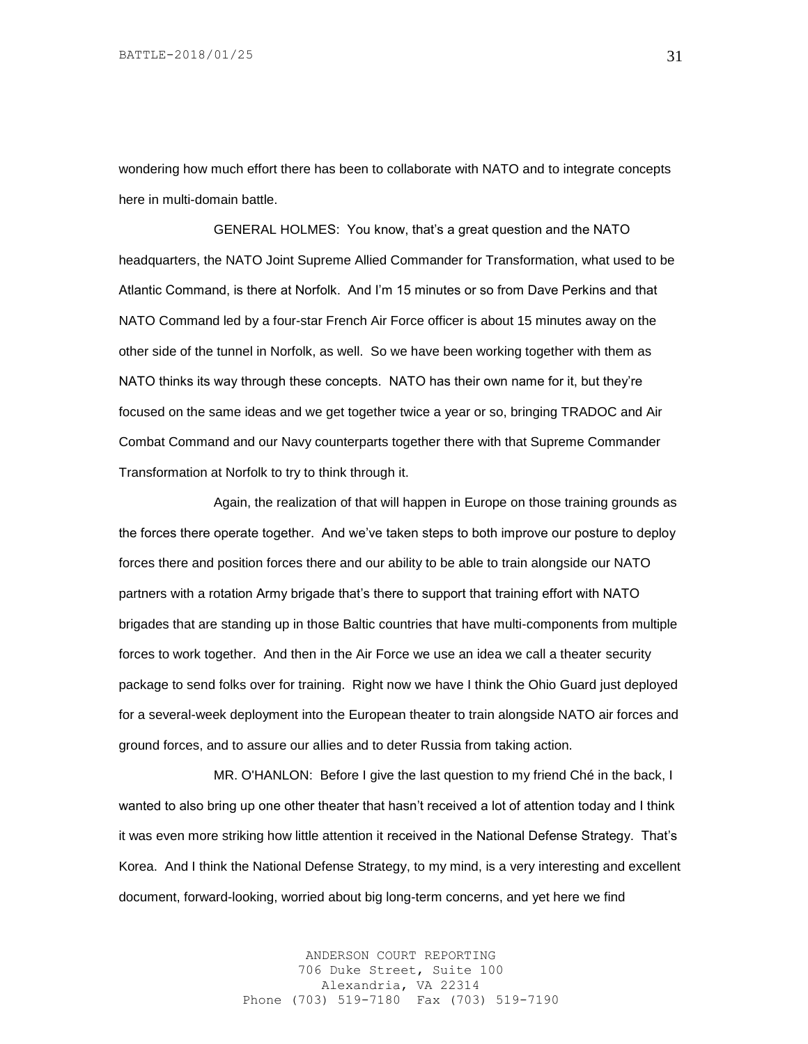wondering how much effort there has been to collaborate with NATO and to integrate concepts here in multi-domain battle.

GENERAL HOLMES: You know, that's a great question and the NATO headquarters, the NATO Joint Supreme Allied Commander for Transformation, what used to be Atlantic Command, is there at Norfolk. And I'm 15 minutes or so from Dave Perkins and that NATO Command led by a four-star French Air Force officer is about 15 minutes away on the other side of the tunnel in Norfolk, as well. So we have been working together with them as NATO thinks its way through these concepts. NATO has their own name for it, but they're focused on the same ideas and we get together twice a year or so, bringing TRADOC and Air Combat Command and our Navy counterparts together there with that Supreme Commander Transformation at Norfolk to try to think through it.

Again, the realization of that will happen in Europe on those training grounds as the forces there operate together. And we've taken steps to both improve our posture to deploy forces there and position forces there and our ability to be able to train alongside our NATO partners with a rotation Army brigade that's there to support that training effort with NATO brigades that are standing up in those Baltic countries that have multi-components from multiple forces to work together. And then in the Air Force we use an idea we call a theater security package to send folks over for training. Right now we have I think the Ohio Guard just deployed for a several-week deployment into the European theater to train alongside NATO air forces and ground forces, and to assure our allies and to deter Russia from taking action.

MR. O'HANLON: Before I give the last question to my friend Ché in the back, I wanted to also bring up one other theater that hasn't received a lot of attention today and I think it was even more striking how little attention it received in the National Defense Strategy. That's Korea. And I think the National Defense Strategy, to my mind, is a very interesting and excellent document, forward-looking, worried about big long-term concerns, and yet here we find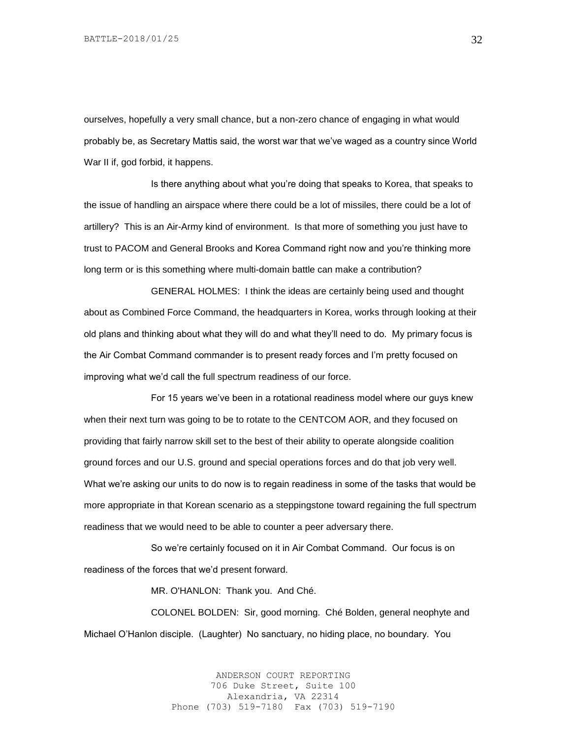ourselves, hopefully a very small chance, but a non-zero chance of engaging in what would probably be, as Secretary Mattis said, the worst war that we've waged as a country since World War II if, god forbid, it happens.

Is there anything about what you're doing that speaks to Korea, that speaks to the issue of handling an airspace where there could be a lot of missiles, there could be a lot of artillery? This is an Air-Army kind of environment. Is that more of something you just have to trust to PACOM and General Brooks and Korea Command right now and you're thinking more long term or is this something where multi-domain battle can make a contribution?

GENERAL HOLMES: I think the ideas are certainly being used and thought about as Combined Force Command, the headquarters in Korea, works through looking at their old plans and thinking about what they will do and what they'll need to do. My primary focus is the Air Combat Command commander is to present ready forces and I'm pretty focused on improving what we'd call the full spectrum readiness of our force.

For 15 years we've been in a rotational readiness model where our guys knew when their next turn was going to be to rotate to the CENTCOM AOR, and they focused on providing that fairly narrow skill set to the best of their ability to operate alongside coalition ground forces and our U.S. ground and special operations forces and do that job very well. What we're asking our units to do now is to regain readiness in some of the tasks that would be more appropriate in that Korean scenario as a steppingstone toward regaining the full spectrum readiness that we would need to be able to counter a peer adversary there.

So we're certainly focused on it in Air Combat Command. Our focus is on readiness of the forces that we'd present forward.

MR. O'HANLON: Thank you. And Ché.

COLONEL BOLDEN: Sir, good morning. Ché Bolden, general neophyte and Michael O'Hanlon disciple. (Laughter) No sanctuary, no hiding place, no boundary. You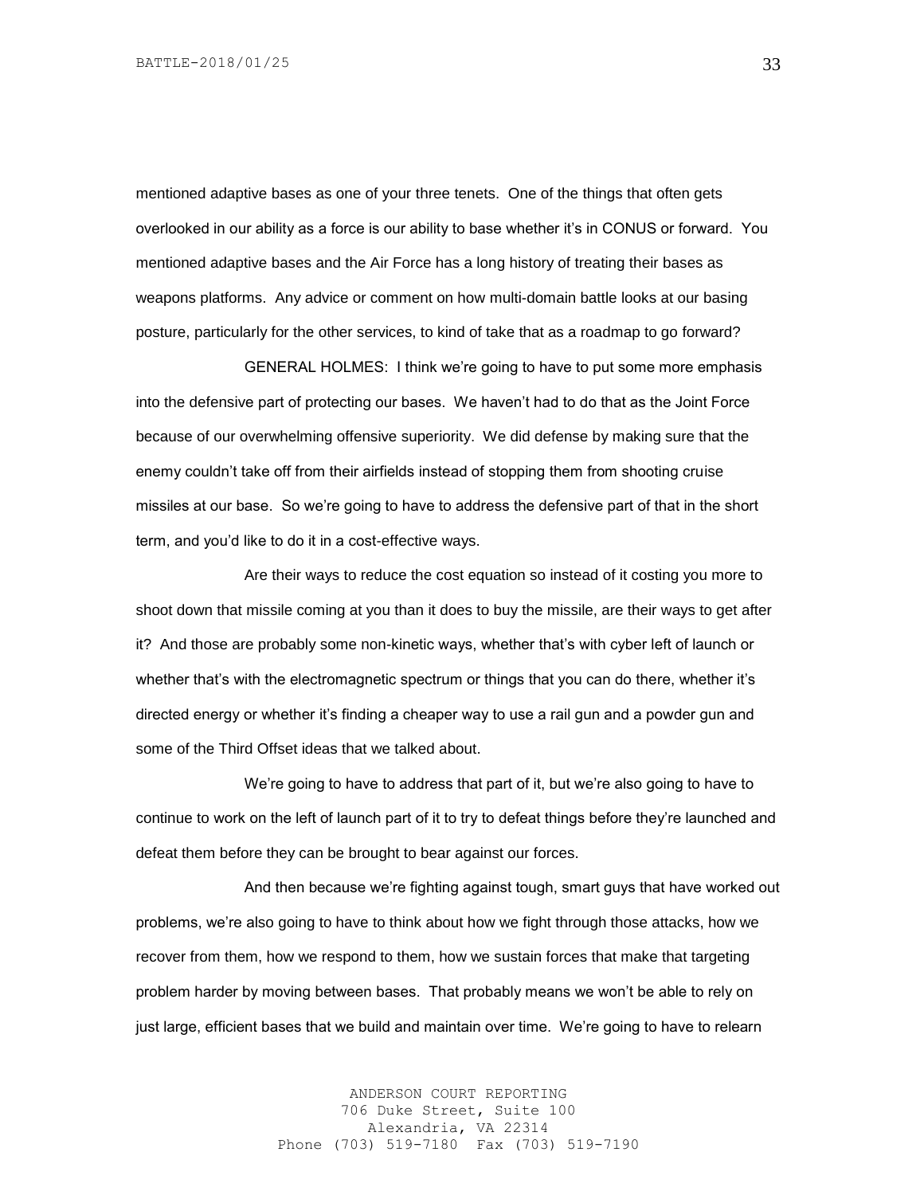mentioned adaptive bases as one of your three tenets. One of the things that often gets overlooked in our ability as a force is our ability to base whether it's in CONUS or forward. You mentioned adaptive bases and the Air Force has a long history of treating their bases as weapons platforms. Any advice or comment on how multi-domain battle looks at our basing posture, particularly for the other services, to kind of take that as a roadmap to go forward?

GENERAL HOLMES: I think we're going to have to put some more emphasis into the defensive part of protecting our bases. We haven't had to do that as the Joint Force because of our overwhelming offensive superiority. We did defense by making sure that the enemy couldn't take off from their airfields instead of stopping them from shooting cruise missiles at our base. So we're going to have to address the defensive part of that in the short term, and you'd like to do it in a cost-effective ways.

Are their ways to reduce the cost equation so instead of it costing you more to shoot down that missile coming at you than it does to buy the missile, are their ways to get after it? And those are probably some non-kinetic ways, whether that's with cyber left of launch or whether that's with the electromagnetic spectrum or things that you can do there, whether it's directed energy or whether it's finding a cheaper way to use a rail gun and a powder gun and some of the Third Offset ideas that we talked about.

We're going to have to address that part of it, but we're also going to have to continue to work on the left of launch part of it to try to defeat things before they're launched and defeat them before they can be brought to bear against our forces.

And then because we're fighting against tough, smart guys that have worked out problems, we're also going to have to think about how we fight through those attacks, how we recover from them, how we respond to them, how we sustain forces that make that targeting problem harder by moving between bases. That probably means we won't be able to rely on just large, efficient bases that we build and maintain over time. We're going to have to relearn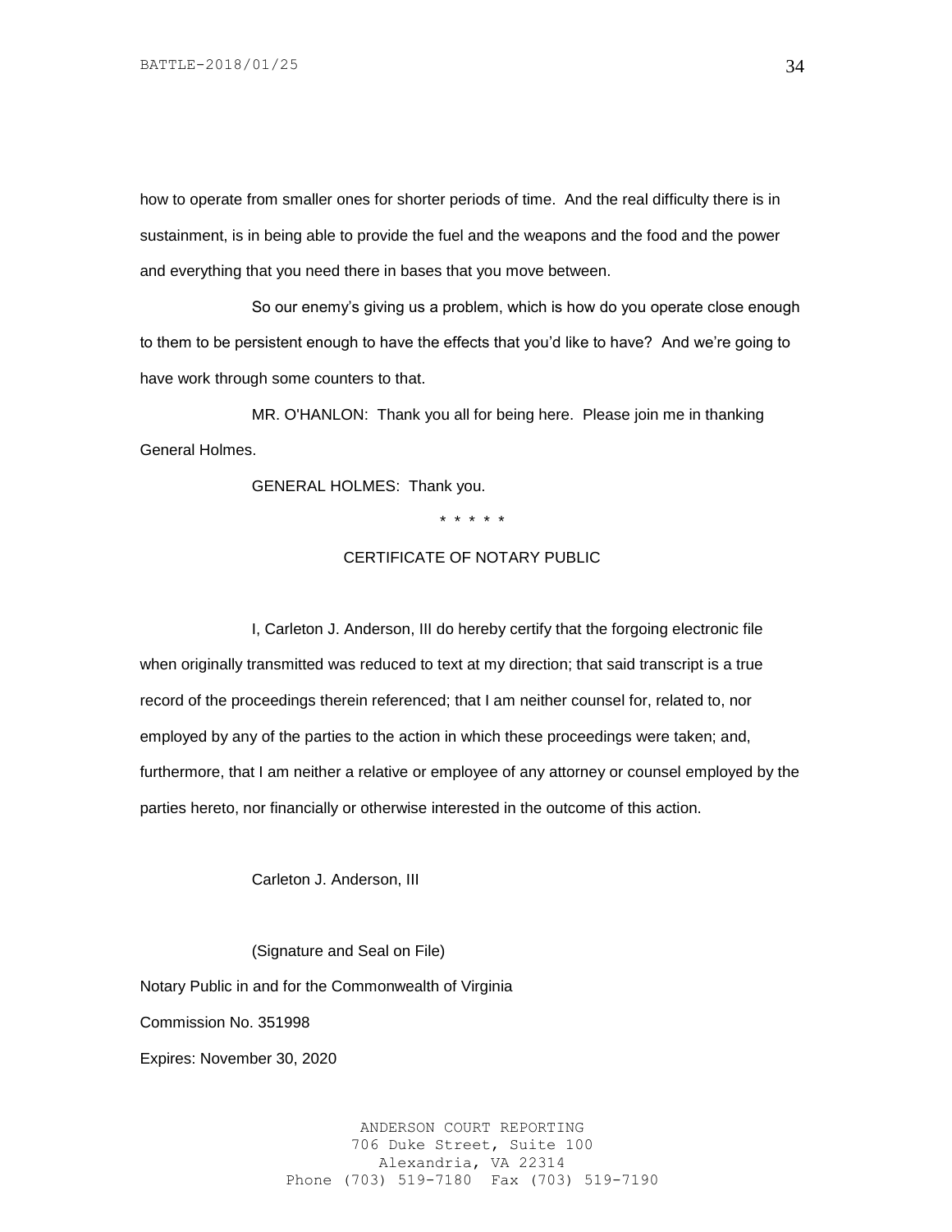how to operate from smaller ones for shorter periods of time. And the real difficulty there is in sustainment, is in being able to provide the fuel and the weapons and the food and the power and everything that you need there in bases that you move between.

So our enemy's giving us a problem, which is how do you operate close enough to them to be persistent enough to have the effects that you'd like to have? And we're going to have work through some counters to that.

MR. O'HANLON: Thank you all for being here. Please join me in thanking General Holmes.

GENERAL HOLMES: Thank you.

\* \* \* \* \*

CERTIFICATE OF NOTARY PUBLIC

I, Carleton J. Anderson, III do hereby certify that the forgoing electronic file when originally transmitted was reduced to text at my direction; that said transcript is a true record of the proceedings therein referenced; that I am neither counsel for, related to, nor employed by any of the parties to the action in which these proceedings were taken; and, furthermore, that I am neither a relative or employee of any attorney or counsel employed by the parties hereto, nor financially or otherwise interested in the outcome of this action.

Carleton J. Anderson, III

(Signature and Seal on File)

Notary Public in and for the Commonwealth of Virginia

Commission No. 351998

Expires: November 30, 2020